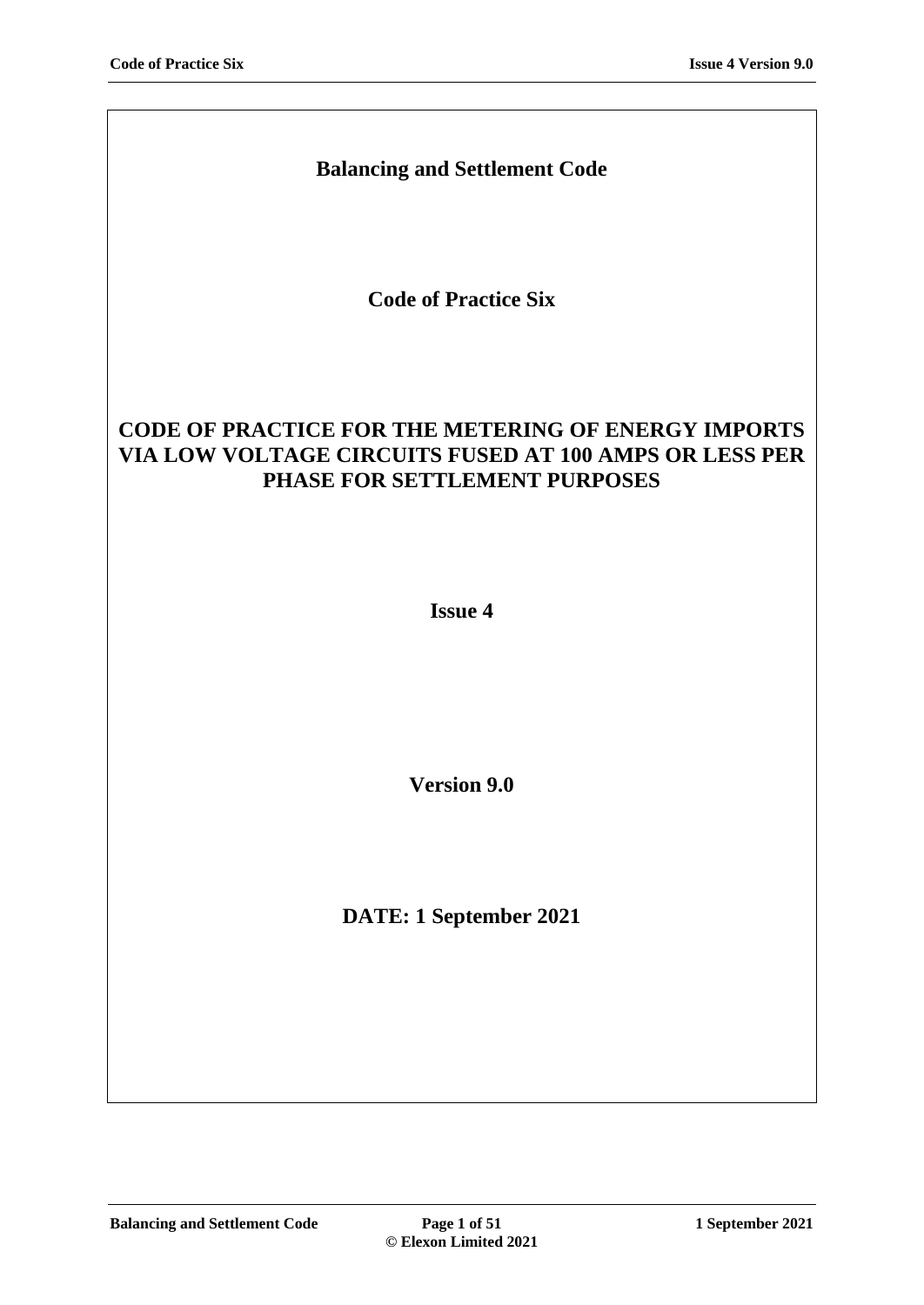# Balancing and Settlement Code

## Code of Practice Six

## CODE OF PRACTICE FOR THE METERING OF ENERGY IMPORTS VIA LOW VOLTAGE CIRCUITS FUSED AT 100 AMPS OR LESS PER PHASE FOR SETTLEMENT PURPOSES

**Issue 4**

**Version 9.0**

**DATE: 1 September 2021**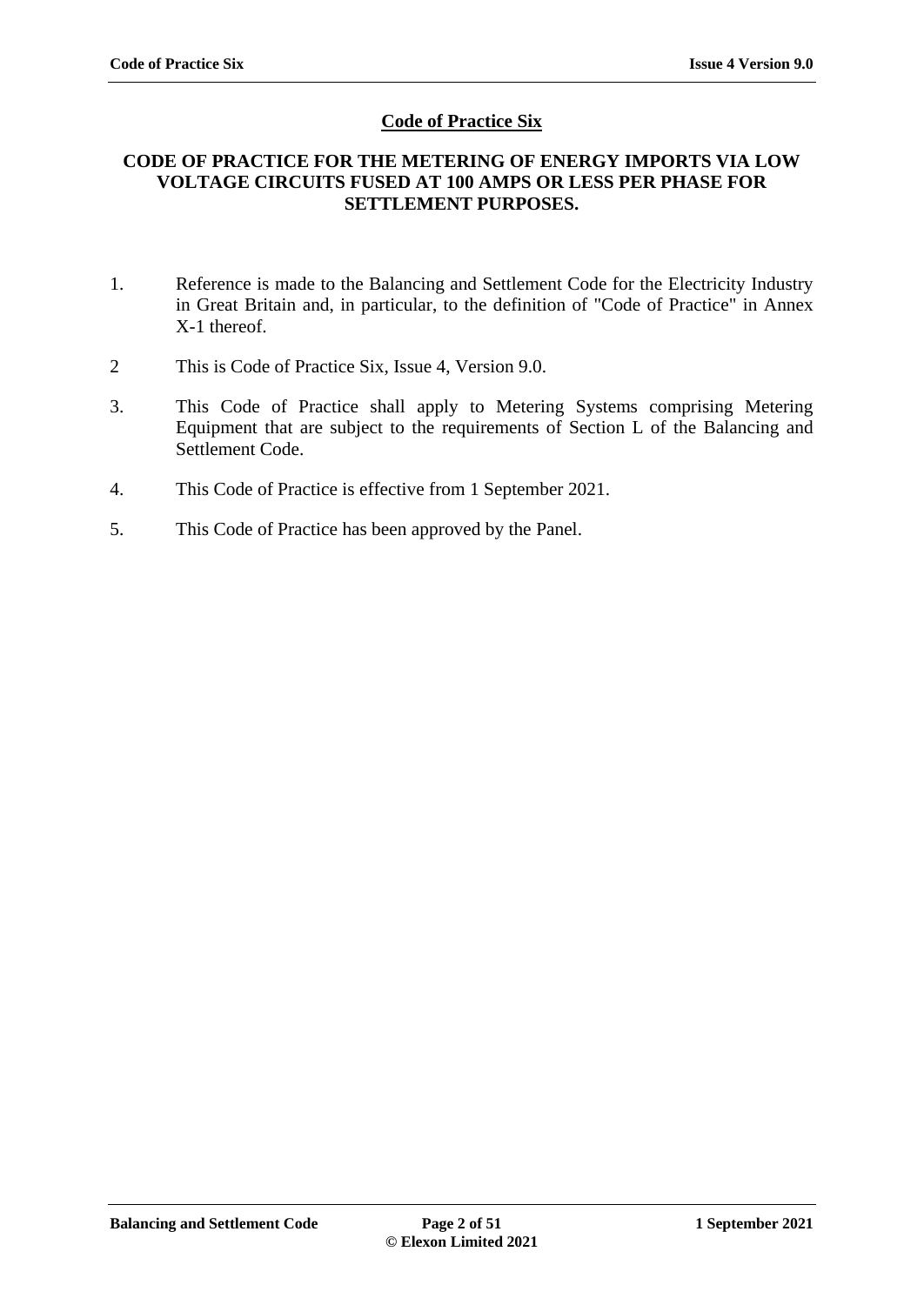# Code of Practice Six

## CODE OF PRACTICE FOR THE METERING OF ENERGY IMPORTS VIA LOW VOLTAGE CIRCUITS FUSED AT 100 AMPS OR LESS PER PHASE FOR SETTLEMENT PURPOSES.

1. Reference is made to the Balancing and Settlement Code for the Electricity Industry in Great Britain and, in particular, to the definition of "Code of Practice" in Annex X-1 thereof.

2 This is Code of Practice Six, Issue 4, Version 9.0.

3. This Code of Practice shall apply to Metering Systems comprising Metering Equipment that are subject to the requirements of Section L of the Balancing and Settlement Code.

4. This Code of Practice is effective from 1 September 2021.

5. This Code of Practice has been approved by the Panel.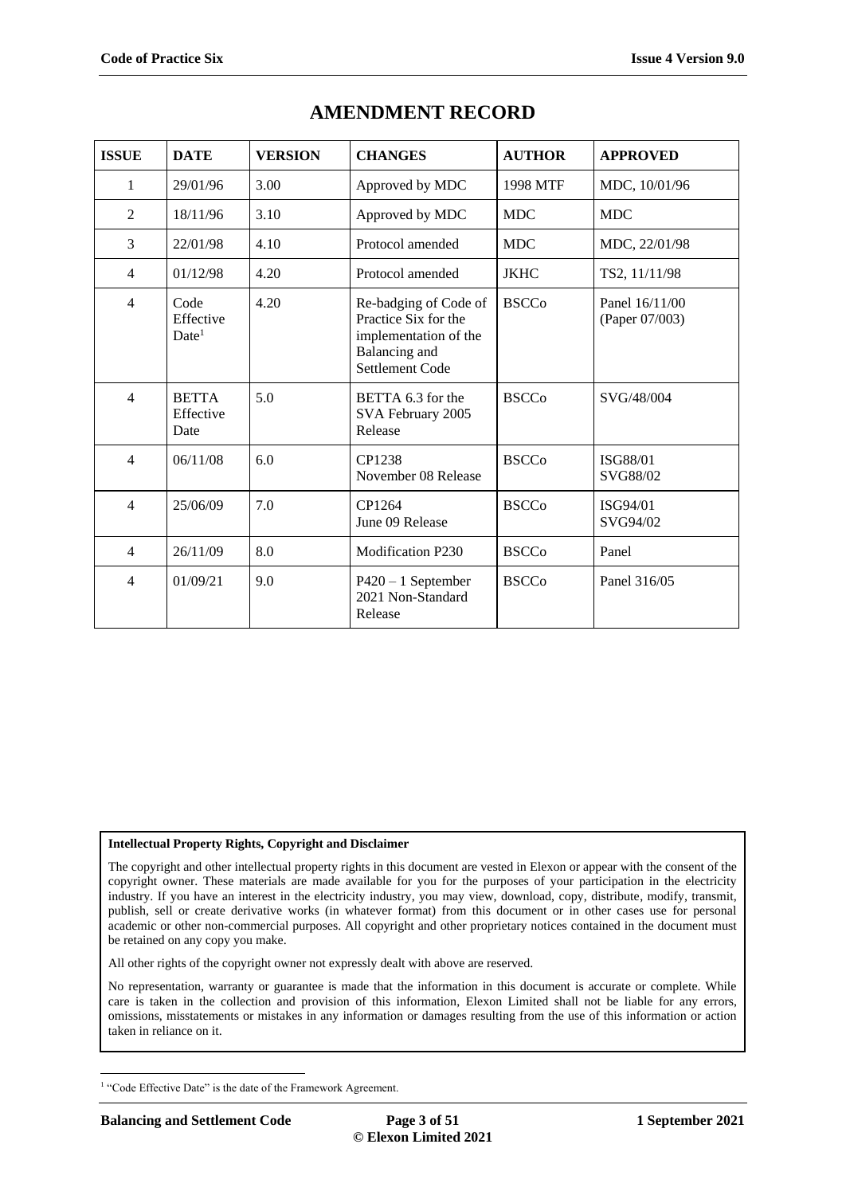# AMENDMENT RECORD

| ISSUE | DATE | VERSION | CHANGES | AUTHOR | APPROVED |
|---|---|---|---|---|---|
| 1 | 29/01/96 | 3.00 | Approved by MDC | 1998 MTF | MDC, 10/01/96 |
| 2 | 18/11/96 | 3.10 | Approved by MDC | MDC | MDC |
| 3 | 22/01/98 | 4.10 | Protocol amended | MDC | MDC, 22/01/98 |
| 4 | 01/12/98 | 4.20 | Protocol amended | JKHC | TS2, 11/11/98 |
| 4 | Code Effective Date[1] | 4.20 | Re-badging of Code of Practice Six for the implementation of the Balancing and Settlement Code | BSCCo | Panel 16/11/00 (Paper 07/003) |
| 4 | BETTA Effective Date | 5.0 | BETTA 6.3 for the SVA February 2005 Release | BSCCo | SVG/48/004 |
| 4 | 06/11/08 | 6.0 | CP1238 November 08 Release | BSCCo | ISG88/01 SVG88/02 |
| 4 | 25/06/09 | 7.0 | CP1264 June 09 Release | BSCCo | ISG94/01 SVG94/02 |
| 4 | 26/11/09 | 8.0 | Modification P230 | BSCCo | Panel |
| 4 | 01/09/21 | 9.0 | P420 – 1 September 2021 Non-Standard Release | BSCCo | Panel 316/05 |

**Intellectual Property Rights, Copyright and Disclaimer**

The copyright and other intellectual property rights in this document are vested in Elexon or appear with the consent of the copyright owner. These materials are made available for you for the purposes of your participation in the electricity industry. If you have an interest in the electricity industry, you may view, download, copy, distribute, modify, transmit, publish, sell or create derivative works (in whatever format) from this document or in other cases use for personal academic or other non-commercial purposes. All copyright and other proprietary notices contained in the document must be retained on any copy you make.

All other rights of the copyright owner not expressly dealt with above are reserved.

No representation, warranty or guarantee is made that the information in this document is accurate or complete. While care is taken in the collection and provision of this information, Elexon Limited shall not be liable for any errors, omissions, misstatements or mistakes in any information or damages resulting from the use of this information or action taken in reliance on it.

[1] "Code Effective Date" is the date of the Framework Agreement.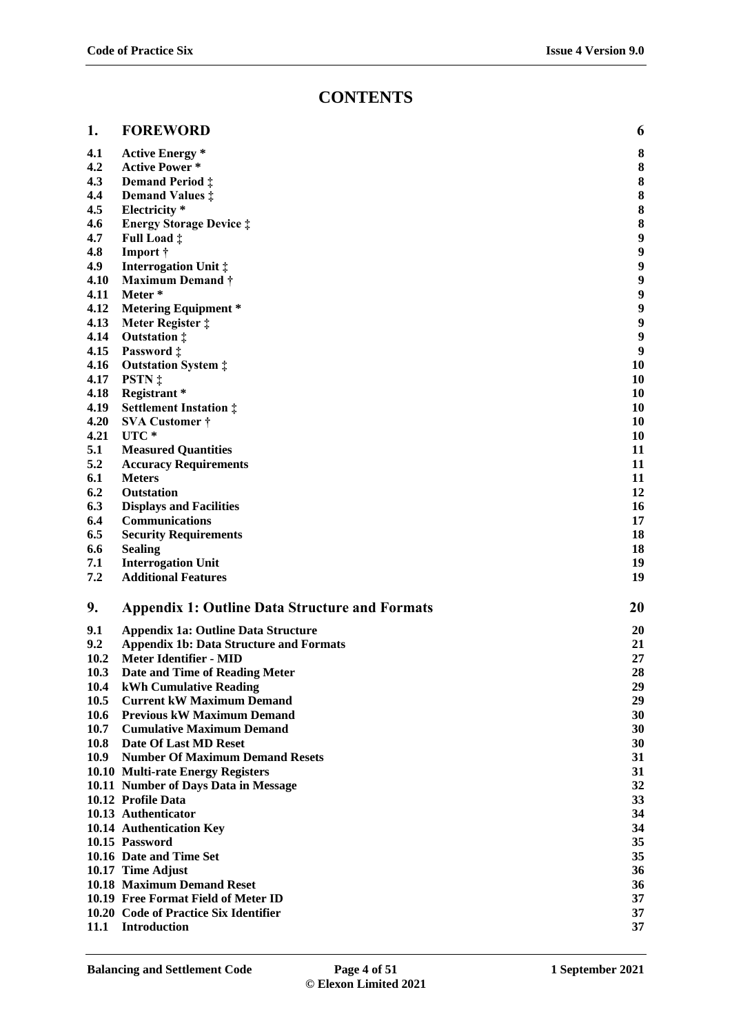# CONTENTS

| | | |
|---|---|---|
| **1.** | **FOREWORD** | **6** |
| **4.1** | **Active Energy \*** | **8** |
| **4.2** | **Active Power \*** | **8** |
| **4.3** | **Demand Period ‡** | **8** |
| **4.4** | **Demand Values ‡** | **8** |
| **4.5** | **Electricity \*** | **8** |
| **4.6** | **Energy Storage Device ‡** | **8** |
| **4.7** | **Full Load ‡** | **9** |
| **4.8** | **Import †** | **9** |
| **4.9** | **Interrogation Unit ‡** | **9** |
| **4.10** | **Maximum Demand †** | **9** |
| **4.11** | **Meter \*** | **9** |
| **4.12** | **Metering Equipment \*** | **9** |
| **4.13** | **Meter Register ‡** | **9** |
| **4.14** | **Outstation ‡** | **9** |
| **4.15** | **Password ‡** | **9** |
| **4.16** | **Outstation System ‡** | **10** |
| **4.17** | **PSTN ‡** | **10** |
| **4.18** | **Registrant \*** | **10** |
| **4.19** | **Settlement Instation ‡** | **10** |
| **4.20** | **SVA Customer †** | **10** |
| **4.21** | **UTC \*** | **10** |
| **5.1** | **Measured Quantities** | **11** |
| **5.2** | **Accuracy Requirements** | **11** |
| **6.1** | **Meters** | **11** |
| **6.2** | **Outstation** | **12** |
| **6.3** | **Displays and Facilities** | **16** |
| **6.4** | **Communications** | **17** |
| **6.5** | **Security Requirements** | **18** |
| **6.6** | **Sealing** | **18** |
| **7.1** | **Interrogation Unit** | **19** |
| **7.2** | **Additional Features** | **19** |
| **9.** | **Appendix 1: Outline Data Structure and Formats** | **20** |
| **9.1** | **Appendix 1a: Outline Data Structure** | **20** |
| **9.2** | **Appendix 1b: Data Structure and Formats** | **21** |
| **10.2** | **Meter Identifier - MID** | **27** |
| **10.3** | **Date and Time of Reading Meter** | **28** |
| **10.4** | **kWh Cumulative Reading** | **29** |
| **10.5** | **Current kW Maximum Demand** | **29** |
| **10.6** | **Previous kW Maximum Demand** | **30** |
| **10.7** | **Cumulative Maximum Demand** | **30** |
| **10.8** | **Date Of Last MD Reset** | **30** |
| **10.9** | **Number Of Maximum Demand Resets** | **31** |
| **10.10** | **Multi-rate Energy Registers** | **31** |
| **10.11** | **Number of Days Data in Message** | **32** |
| **10.12** | **Profile Data** | **33** |
| **10.13** | **Authenticator** | **34** |
| **10.14** | **Authentication Key** | **34** |
| **10.15** | **Password** | **35** |
| **10.16** | **Date and Time Set** | **35** |
| **10.17** | **Time Adjust** | **36** |
| **10.18** | **Maximum Demand Reset** | **36** |
| **10.19** | **Free Format Field of Meter ID** | **37** |
| **10.20** | **Code of Practice Six Identifier** | **37** |
| **11.1** | **Introduction** | **37** |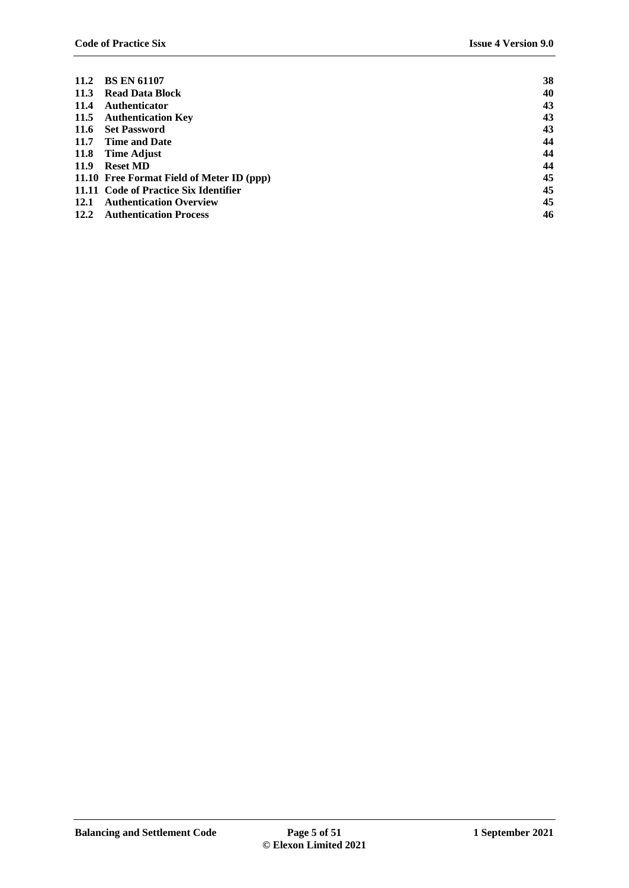| | | |
|---|---|---|
| **11.2** | **BS EN 61107** | **38** |
| **11.3** | **Read Data Block** | **40** |
| **11.4** | **Authenticator** | **43** |
| **11.5** | **Authentication Key** | **43** |
| **11.6** | **Set Password** | **43** |
| **11.7** | **Time and Date** | **44** |
| **11.8** | **Time Adjust** | **44** |
| **11.9** | **Reset MD** | **44** |
| **11.10** | **Free Format Field of Meter ID (ppp)** | **45** |
| **11.11** | **Code of Practice Six Identifier** | **45** |
| **12.1** | **Authentication Overview** | **45** |
| **12.2** | **Authentication Process** | **46** |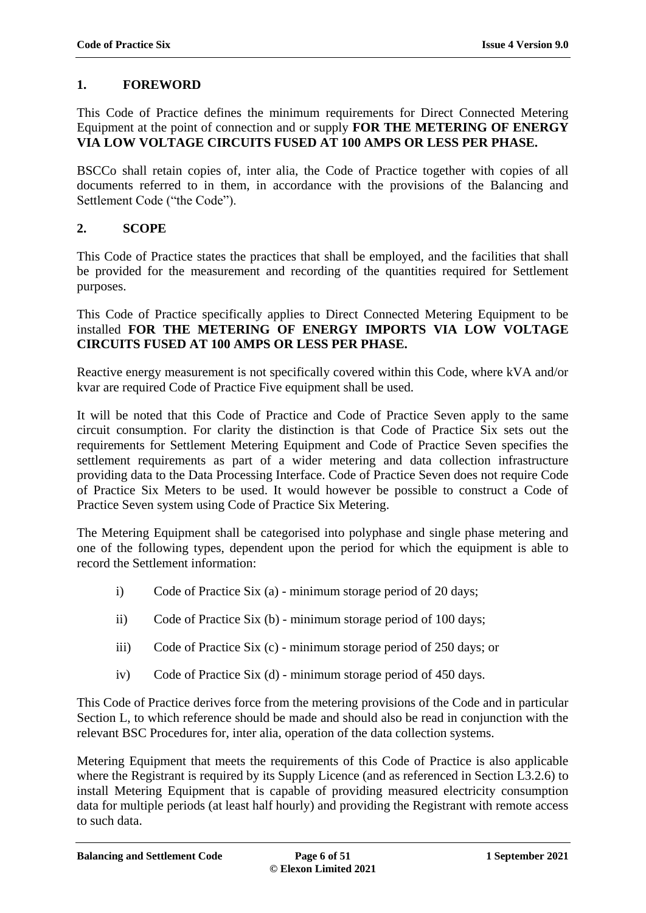## 1. FOREWORD

This Code of Practice defines the minimum requirements for Direct Connected Metering Equipment at the point of connection and or supply **FOR THE METERING OF ENERGY VIA LOW VOLTAGE CIRCUITS FUSED AT 100 AMPS OR LESS PER PHASE.**

BSCCo shall retain copies of, inter alia, the Code of Practice together with copies of all documents referred to in them, in accordance with the provisions of the Balancing and Settlement Code ("the Code").

## 2. SCOPE

This Code of Practice states the practices that shall be employed, and the facilities that shall be provided for the measurement and recording of the quantities required for Settlement purposes.

This Code of Practice specifically applies to Direct Connected Metering Equipment to be installed **FOR THE METERING OF ENERGY IMPORTS VIA LOW VOLTAGE CIRCUITS FUSED AT 100 AMPS OR LESS PER PHASE.**

Reactive energy measurement is not specifically covered within this Code, where kVA and/or kvar are required Code of Practice Five equipment shall be used.

It will be noted that this Code of Practice and Code of Practice Seven apply to the same circuit consumption. For clarity the distinction is that Code of Practice Six sets out the requirements for Settlement Metering Equipment and Code of Practice Seven specifies the settlement requirements as part of a wider metering and data collection infrastructure providing data to the Data Processing Interface. Code of Practice Seven does not require Code of Practice Six Meters to be used. It would however be possible to construct a Code of Practice Seven system using Code of Practice Six Metering.

The Metering Equipment shall be categorised into polyphase and single phase metering and one of the following types, dependent upon the period for which the equipment is able to record the Settlement information:

i) Code of Practice Six (a) - minimum storage period of 20 days;

ii) Code of Practice Six (b) - minimum storage period of 100 days;

iii) Code of Practice Six (c) - minimum storage period of 250 days; or

iv) Code of Practice Six (d) - minimum storage period of 450 days.

This Code of Practice derives force from the metering provisions of the Code and in particular Section L, to which reference should be made and should also be read in conjunction with the relevant BSC Procedures for, inter alia, operation of the data collection systems.

Metering Equipment that meets the requirements of this Code of Practice is also applicable where the Registrant is required by its Supply Licence (and as referenced in Section L3.2.6) to install Metering Equipment that is capable of providing measured electricity consumption data for multiple periods (at least half hourly) and providing the Registrant with remote access to such data.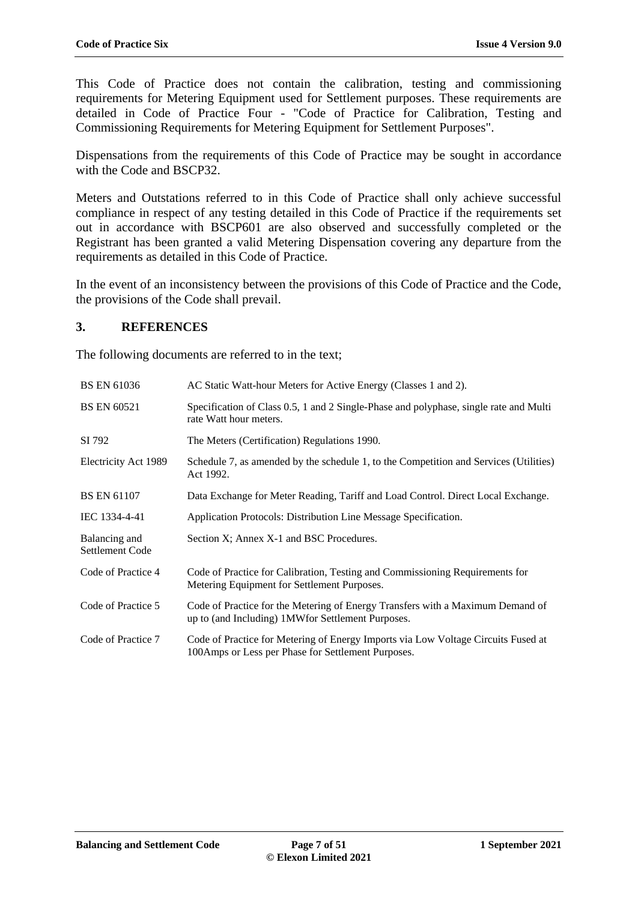This Code of Practice does not contain the calibration, testing and commissioning requirements for Metering Equipment used for Settlement purposes. These requirements are detailed in Code of Practice Four - "Code of Practice for Calibration, Testing and Commissioning Requirements for Metering Equipment for Settlement Purposes".

Dispensations from the requirements of this Code of Practice may be sought in accordance with the Code and BSCP32.

Meters and Outstations referred to in this Code of Practice shall only achieve successful compliance in respect of any testing detailed in this Code of Practice if the requirements set out in accordance with BSCP601 are also observed and successfully completed or the Registrant has been granted a valid Metering Dispensation covering any departure from the requirements as detailed in this Code of Practice.

In the event of an inconsistency between the provisions of this Code of Practice and the Code, the provisions of the Code shall prevail.

## 3. REFERENCES

The following documents are referred to in the text;

| | |
|---|---|
| BS EN 61036 | AC Static Watt-hour Meters for Active Energy (Classes 1 and 2). |
| BS EN 60521 | Specification of Class 0.5, 1 and 2 Single-Phase and polyphase, single rate and Multi rate Watt hour meters. |
| SI 792 | The Meters (Certification) Regulations 1990. |
| Electricity Act 1989 | Schedule 7, as amended by the schedule 1, to the Competition and Services (Utilities) Act 1992. |
| BS EN 61107 | Data Exchange for Meter Reading, Tariff and Load Control. Direct Local Exchange. |
| IEC 1334-4-41 | Application Protocols: Distribution Line Message Specification. |
| Balancing and Settlement Code | Section X; Annex X-1 and BSC Procedures. |
| Code of Practice 4 | Code of Practice for Calibration, Testing and Commissioning Requirements for Metering Equipment for Settlement Purposes. |
| Code of Practice 5 | Code of Practice for the Metering of Energy Transfers with a Maximum Demand of up to (and Including) 1MWfor Settlement Purposes. |
| Code of Practice 7 | Code of Practice for Metering of Energy Imports via Low Voltage Circuits Fused at 100Amps or Less per Phase for Settlement Purposes. |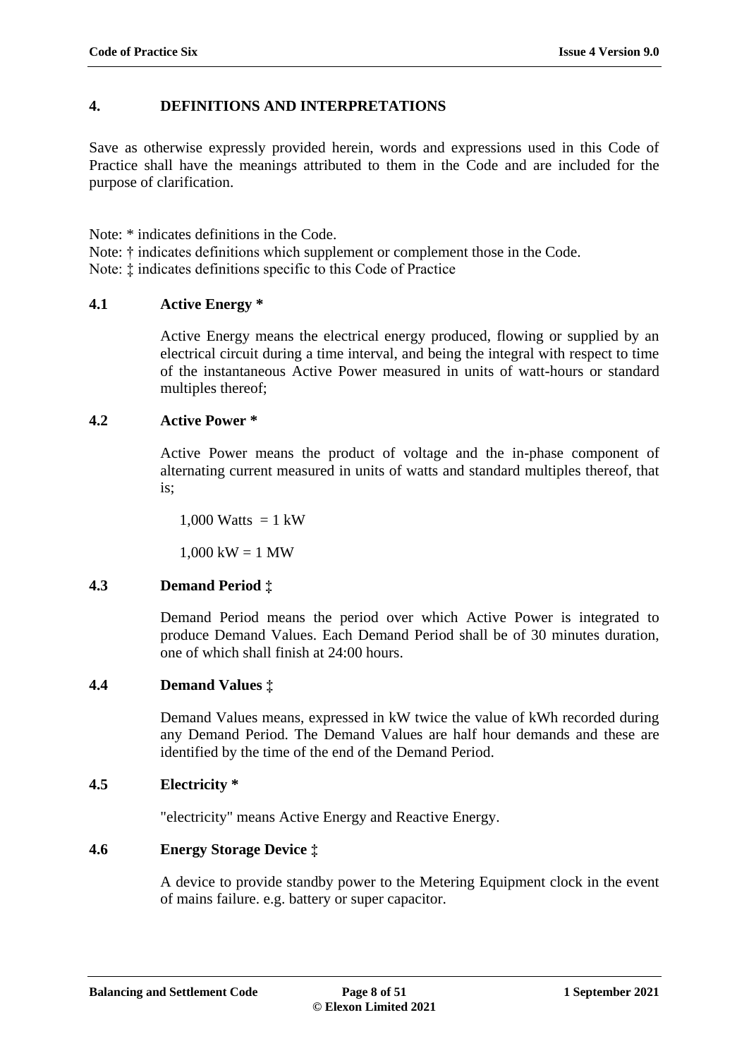## 4. DEFINITIONS AND INTERPRETATIONS

Save as otherwise expressly provided herein, words and expressions used in this Code of Practice shall have the meanings attributed to them in the Code and are included for the purpose of clarification.

Note: * indicates definitions in the Code.
Note: † indicates definitions which supplement or complement those in the Code.
Note: ‡ indicates definitions specific to this Code of Practice

### 4.1 Active Energy *

Active Energy means the electrical energy produced, flowing or supplied by an electrical circuit during a time interval, and being the integral with respect to time of the instantaneous Active Power measured in units of watt-hours or standard multiples thereof;

### 4.2 Active Power *

Active Power means the product of voltage and the in-phase component of alternating current measured in units of watts and standard multiples thereof, that is;

1,000 Watts = 1 kW

1,000 kW = 1 MW

### 4.3 Demand Period ‡

Demand Period means the period over which Active Power is integrated to produce Demand Values. Each Demand Period shall be of 30 minutes duration, one of which shall finish at 24:00 hours.

### 4.4 Demand Values ‡

Demand Values means, expressed in kW twice the value of kWh recorded during any Demand Period. The Demand Values are half hour demands and these are identified by the time of the end of the Demand Period.

### 4.5 Electricity *

"electricity" means Active Energy and Reactive Energy.

### 4.6 Energy Storage Device ‡

A device to provide standby power to the Metering Equipment clock in the event of mains failure. e.g. battery or super capacitor.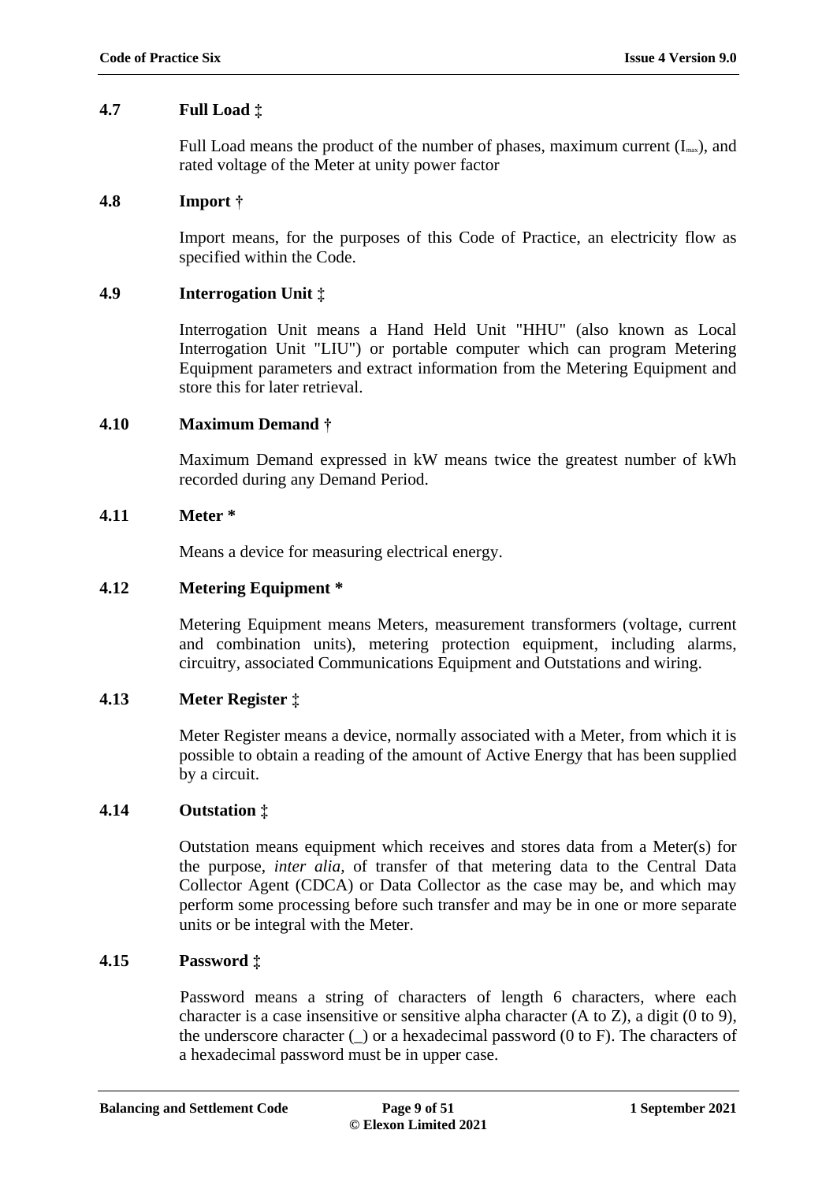### 4.7 Full Load ‡

Full Load means the product of the number of phases, maximum current ($I_{max}$), and rated voltage of the Meter at unity power factor

### 4.8 Import †

Import means, for the purposes of this Code of Practice, an electricity flow as specified within the Code.

### 4.9 Interrogation Unit ‡

Interrogation Unit means a Hand Held Unit "HHU" (also known as Local Interrogation Unit "LIU") or portable computer which can program Metering Equipment parameters and extract information from the Metering Equipment and store this for later retrieval.

### 4.10 Maximum Demand †

Maximum Demand expressed in kW means twice the greatest number of kWh recorded during any Demand Period.

### 4.11 Meter *

Means a device for measuring electrical energy.

### 4.12 Metering Equipment *

Metering Equipment means Meters, measurement transformers (voltage, current and combination units), metering protection equipment, including alarms, circuitry, associated Communications Equipment and Outstations and wiring.

### 4.13 Meter Register ‡

Meter Register means a device, normally associated with a Meter, from which it is possible to obtain a reading of the amount of Active Energy that has been supplied by a circuit.

### 4.14 Outstation ‡

Outstation means equipment which receives and stores data from a Meter(s) for the purpose, *inter alia*, of transfer of that metering data to the Central Data Collector Agent (CDCA) or Data Collector as the case may be, and which may perform some processing before such transfer and may be in one or more separate units or be integral with the Meter.

### 4.15 Password ‡

Password means a string of characters of length 6 characters, where each character is a case insensitive or sensitive alpha character (A to Z), a digit (0 to 9), the underscore character (_) or a hexadecimal password (0 to F). The characters of a hexadecimal password must be in upper case.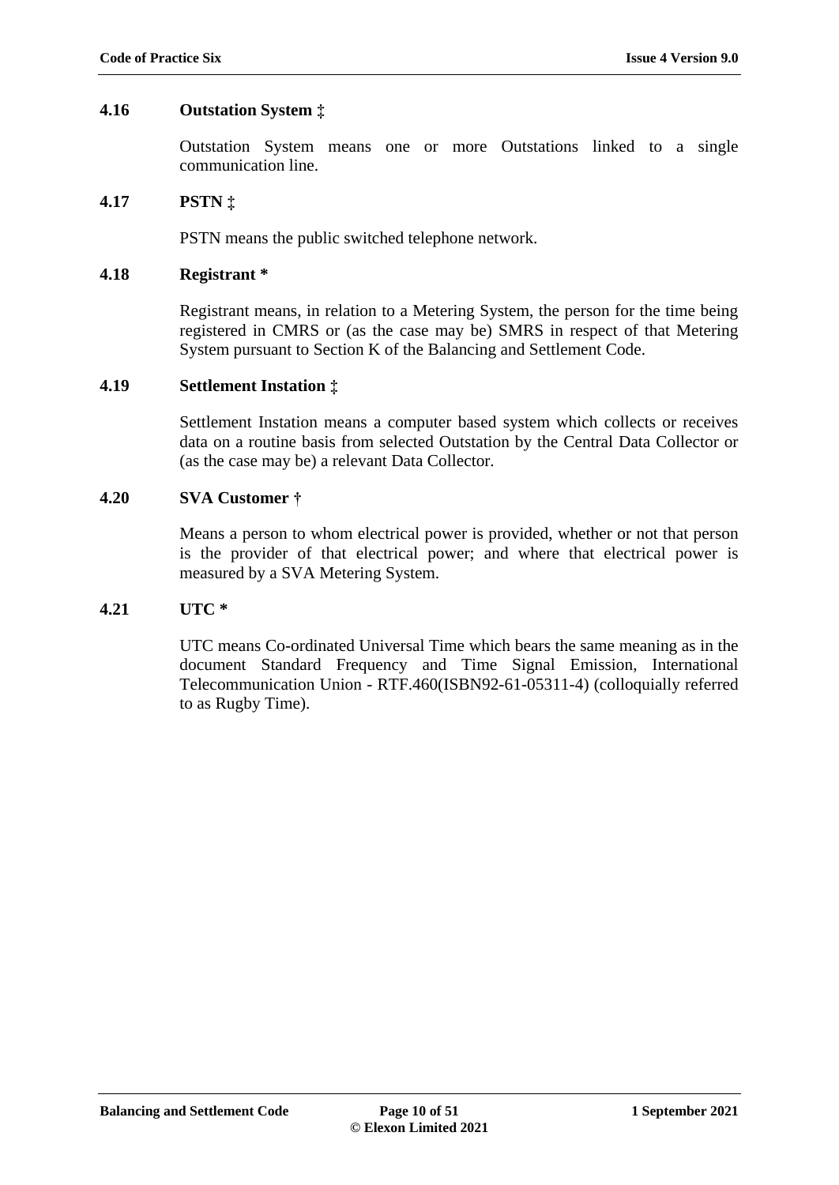### 4.16 Outstation System ‡

Outstation System means one or more Outstations linked to a single communication line.

### 4.17 PSTN ‡

PSTN means the public switched telephone network.

### 4.18 Registrant *

Registrant means, in relation to a Metering System, the person for the time being registered in CMRS or (as the case may be) SMRS in respect of that Metering System pursuant to Section K of the Balancing and Settlement Code.

### 4.19 Settlement Instation ‡

Settlement Instation means a computer based system which collects or receives data on a routine basis from selected Outstation by the Central Data Collector or (as the case may be) a relevant Data Collector.

### 4.20 SVA Customer †

Means a person to whom electrical power is provided, whether or not that person is the provider of that electrical power; and where that electrical power is measured by a SVA Metering System.

### 4.21 UTC *

UTC means Co-ordinated Universal Time which bears the same meaning as in the document Standard Frequency and Time Signal Emission, International Telecommunication Union - RTF.460(ISBN92-61-05311-4) (colloquially referred to as Rugby Time).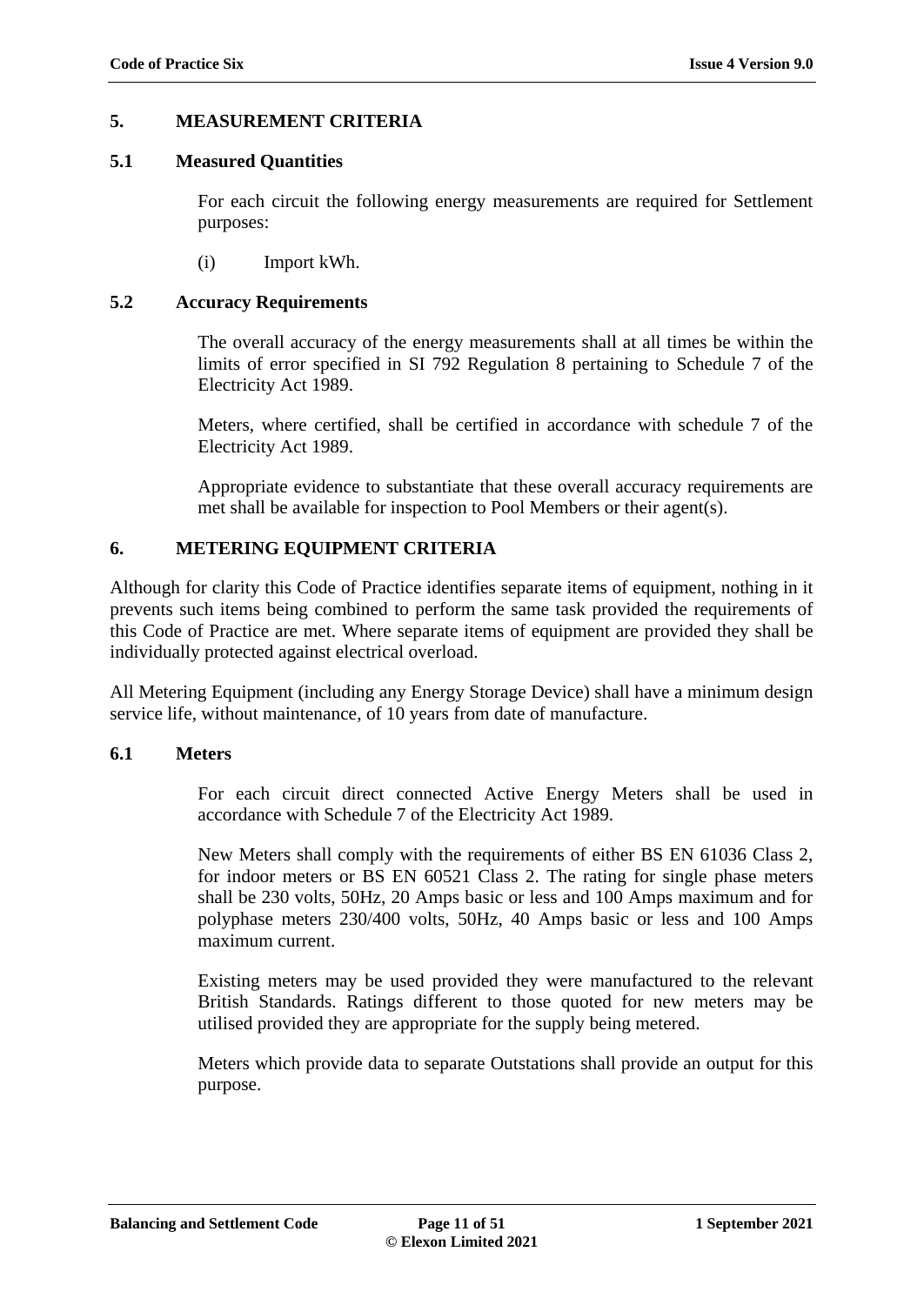## 5. MEASUREMENT CRITERIA

### 5.1 Measured Quantities

For each circuit the following energy measurements are required for Settlement purposes:

(i) Import kWh.

### 5.2 Accuracy Requirements

The overall accuracy of the energy measurements shall at all times be within the limits of error specified in SI 792 Regulation 8 pertaining to Schedule 7 of the Electricity Act 1989.

Meters, where certified, shall be certified in accordance with schedule 7 of the Electricity Act 1989.

Appropriate evidence to substantiate that these overall accuracy requirements are met shall be available for inspection to Pool Members or their agent(s).

## 6. METERING EQUIPMENT CRITERIA

Although for clarity this Code of Practice identifies separate items of equipment, nothing in it prevents such items being combined to perform the same task provided the requirements of this Code of Practice are met. Where separate items of equipment are provided they shall be individually protected against electrical overload.

All Metering Equipment (including any Energy Storage Device) shall have a minimum design service life, without maintenance, of 10 years from date of manufacture.

### 6.1 Meters

For each circuit direct connected Active Energy Meters shall be used in accordance with Schedule 7 of the Electricity Act 1989.

New Meters shall comply with the requirements of either BS EN 61036 Class 2, for indoor meters or BS EN 60521 Class 2. The rating for single phase meters shall be 230 volts, 50Hz, 20 Amps basic or less and 100 Amps maximum and for polyphase meters 230/400 volts, 50Hz, 40 Amps basic or less and 100 Amps maximum current.

Existing meters may be used provided they were manufactured to the relevant British Standards. Ratings different to those quoted for new meters may be utilised provided they are appropriate for the supply being metered.

Meters which provide data to separate Outstations shall provide an output for this purpose.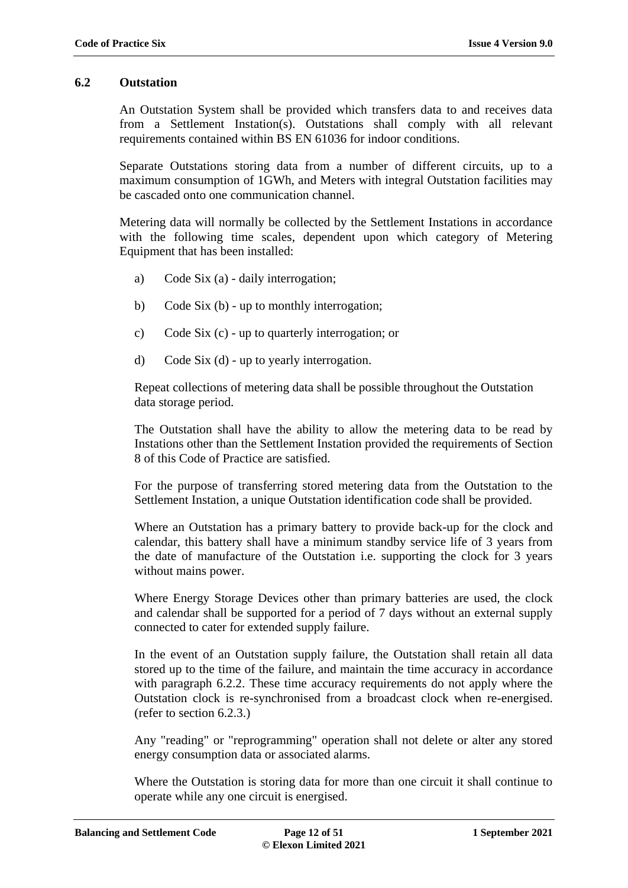## 6.2 Outstation

An Outstation System shall be provided which transfers data to and receives data from a Settlement Instation(s). Outstations shall comply with all relevant requirements contained within BS EN 61036 for indoor conditions.

Separate Outstations storing data from a number of different circuits, up to a maximum consumption of 1GWh, and Meters with integral Outstation facilities may be cascaded onto one communication channel.

Metering data will normally be collected by the Settlement Instations in accordance with the following time scales, dependent upon which category of Metering Equipment that has been installed:

a) Code Six (a) - daily interrogation;

b) Code Six (b) - up to monthly interrogation;

c) Code Six (c) - up to quarterly interrogation; or

d) Code Six (d) - up to yearly interrogation.

Repeat collections of metering data shall be possible throughout the Outstation data storage period.

The Outstation shall have the ability to allow the metering data to be read by Instations other than the Settlement Instation provided the requirements of Section 8 of this Code of Practice are satisfied.

For the purpose of transferring stored metering data from the Outstation to the Settlement Instation, a unique Outstation identification code shall be provided.

Where an Outstation has a primary battery to provide back-up for the clock and calendar, this battery shall have a minimum standby service life of 3 years from the date of manufacture of the Outstation i.e. supporting the clock for 3 years without mains power.

Where Energy Storage Devices other than primary batteries are used, the clock and calendar shall be supported for a period of 7 days without an external supply connected to cater for extended supply failure.

In the event of an Outstation supply failure, the Outstation shall retain all data stored up to the time of the failure, and maintain the time accuracy in accordance with paragraph 6.2.2. These time accuracy requirements do not apply where the Outstation clock is re-synchronised from a broadcast clock when re-energised. (refer to section 6.2.3.)

Any "reading" or "reprogramming" operation shall not delete or alter any stored energy consumption data or associated alarms.

Where the Outstation is storing data for more than one circuit it shall continue to operate while any one circuit is energised.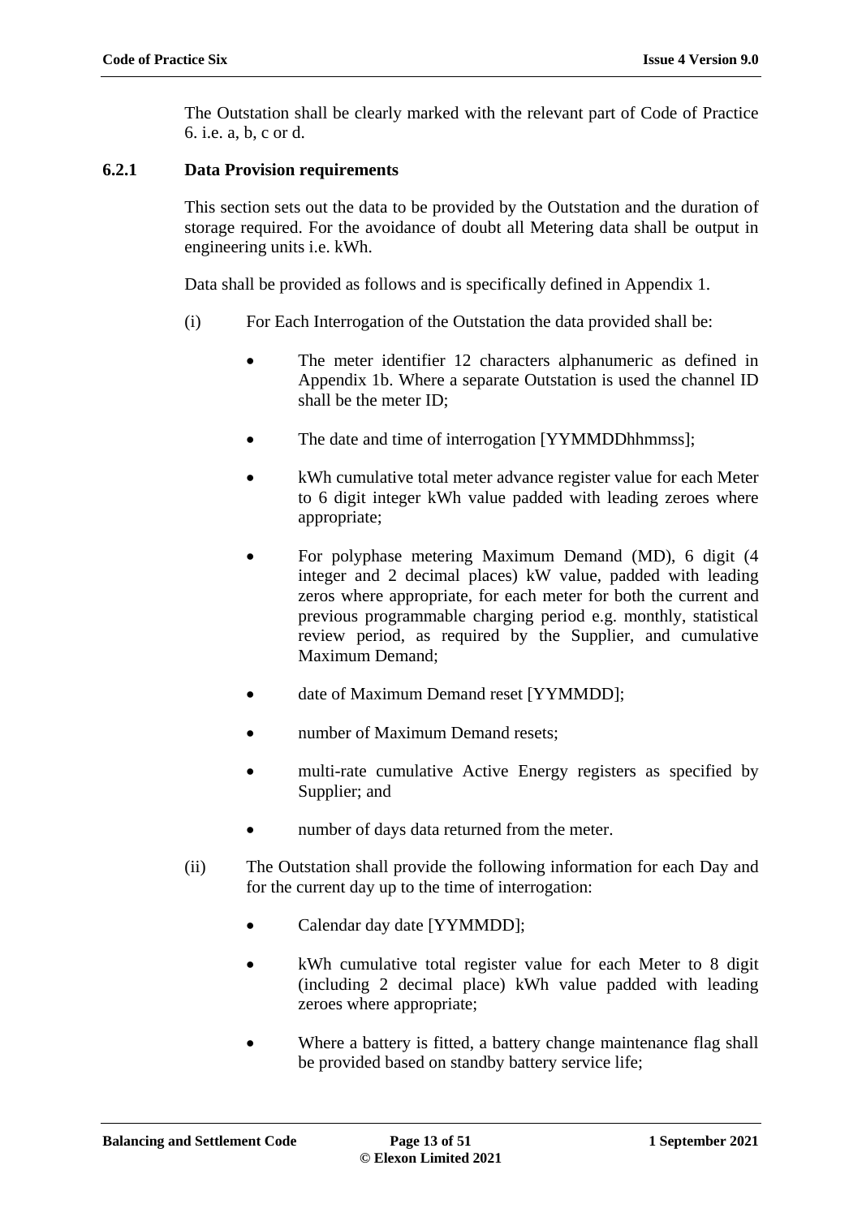The Outstation shall be clearly marked with the relevant part of Code of Practice 6. i.e. a, b, c or d.

### 6.2.1 Data Provision requirements

This section sets out the data to be provided by the Outstation and the duration of storage required. For the avoidance of doubt all Metering data shall be output in engineering units i.e. kWh.

Data shall be provided as follows and is specifically defined in Appendix 1.

(i) For Each Interrogation of the Outstation the data provided shall be:

- The meter identifier 12 characters alphanumeric as defined in Appendix 1b. Where a separate Outstation is used the channel ID shall be the meter ID;
- The date and time of interrogation [YYMMDDhhmmss];
- kWh cumulative total meter advance register value for each Meter to 6 digit integer kWh value padded with leading zeroes where appropriate;
- For polyphase metering Maximum Demand (MD), 6 digit (4 integer and 2 decimal places) kW value, padded with leading zeros where appropriate, for each meter for both the current and previous programmable charging period e.g. monthly, statistical review period, as required by the Supplier, and cumulative Maximum Demand;
- date of Maximum Demand reset [YYMMDD];
- number of Maximum Demand resets;
- multi-rate cumulative Active Energy registers as specified by Supplier; and
- number of days data returned from the meter.

(ii) The Outstation shall provide the following information for each Day and for the current day up to the time of interrogation:

- Calendar day date [YYMMDD];
- kWh cumulative total register value for each Meter to 8 digit (including 2 decimal place) kWh value padded with leading zeroes where appropriate;
- Where a battery is fitted, a battery change maintenance flag shall be provided based on standby battery service life;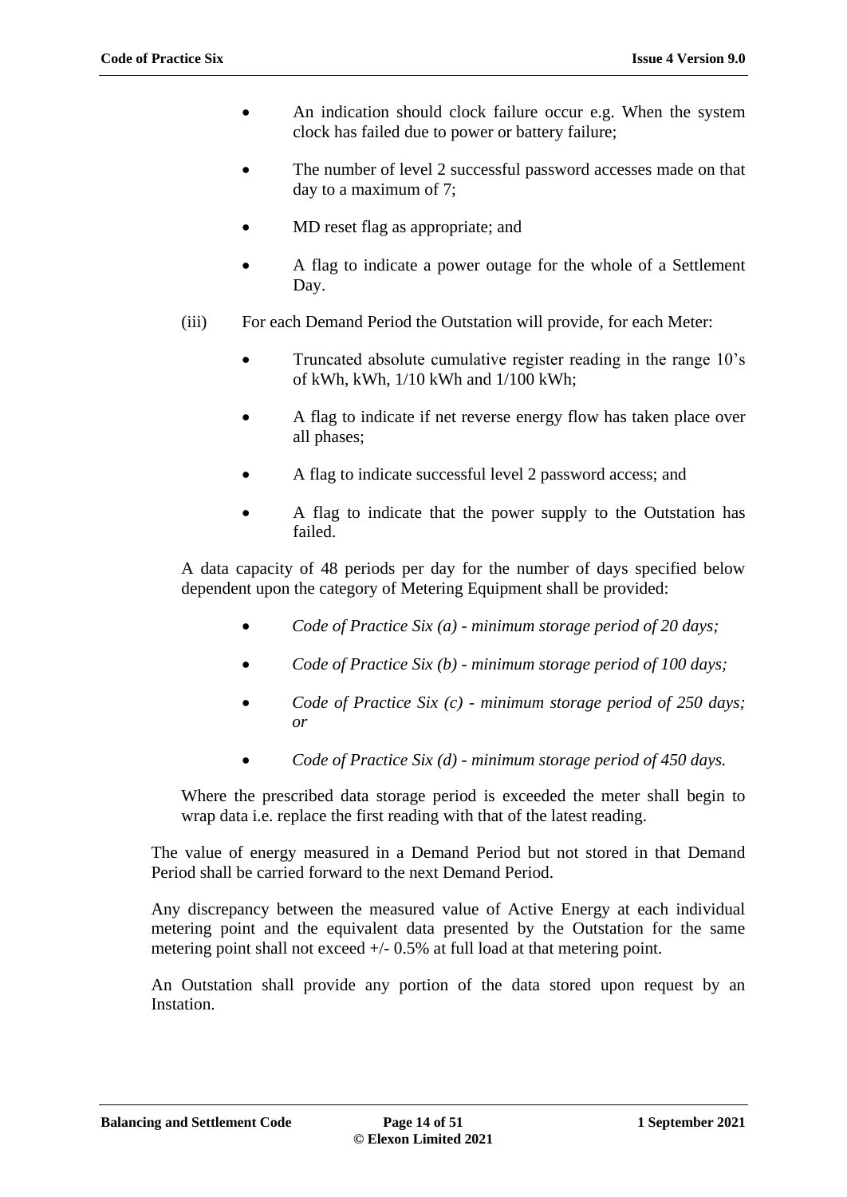- An indication should clock failure occur e.g. When the system clock has failed due to power or battery failure;
- The number of level 2 successful password accesses made on that day to a maximum of 7;
- MD reset flag as appropriate; and
- A flag to indicate a power outage for the whole of a Settlement Day.

(iii) For each Demand Period the Outstation will provide, for each Meter:

- Truncated absolute cumulative register reading in the range 10's of kWh, kWh, 1/10 kWh and 1/100 kWh;
- A flag to indicate if net reverse energy flow has taken place over all phases;
- A flag to indicate successful level 2 password access; and
- A flag to indicate that the power supply to the Outstation has failed.

A data capacity of 48 periods per day for the number of days specified below dependent upon the category of Metering Equipment shall be provided:

- *Code of Practice Six (a) - minimum storage period of 20 days;*
- *Code of Practice Six (b) - minimum storage period of 100 days;*
- *Code of Practice Six (c) - minimum storage period of 250 days; or*
- *Code of Practice Six (d) - minimum storage period of 450 days.*

Where the prescribed data storage period is exceeded the meter shall begin to wrap data i.e. replace the first reading with that of the latest reading.

The value of energy measured in a Demand Period but not stored in that Demand Period shall be carried forward to the next Demand Period.

Any discrepancy between the measured value of Active Energy at each individual metering point and the equivalent data presented by the Outstation for the same metering point shall not exceed +/- 0.5% at full load at that metering point.

An Outstation shall provide any portion of the data stored upon request by an Instation.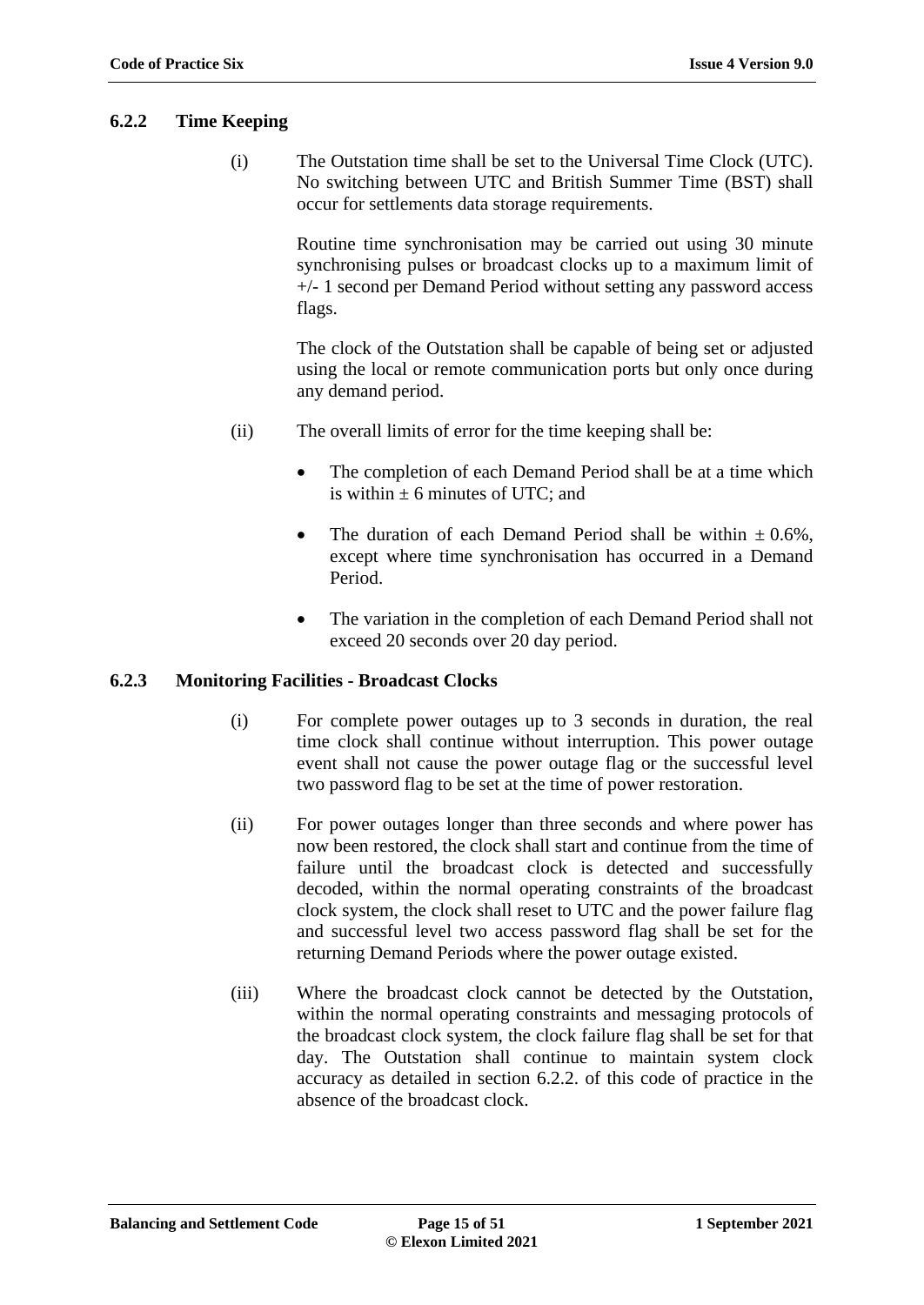### 6.2.2 Time Keeping

(i) The Outstation time shall be set to the Universal Time Clock (UTC). No switching between UTC and British Summer Time (BST) shall occur for settlements data storage requirements.

Routine time synchronisation may be carried out using 30 minute synchronising pulses or broadcast clocks up to a maximum limit of +/- 1 second per Demand Period without setting any password access flags.

The clock of the Outstation shall be capable of being set or adjusted using the local or remote communication ports but only once during any demand period.

(ii) The overall limits of error for the time keeping shall be:

- The completion of each Demand Period shall be at a time which is within ± 6 minutes of UTC; and
- The duration of each Demand Period shall be within ± 0.6%, except where time synchronisation has occurred in a Demand Period.
- The variation in the completion of each Demand Period shall not exceed 20 seconds over 20 day period.

### 6.2.3 Monitoring Facilities - Broadcast Clocks

(i) For complete power outages up to 3 seconds in duration, the real time clock shall continue without interruption. This power outage event shall not cause the power outage flag or the successful level two password flag to be set at the time of power restoration.

(ii) For power outages longer than three seconds and where power has now been restored, the clock shall start and continue from the time of failure until the broadcast clock is detected and successfully decoded, within the normal operating constraints of the broadcast clock system, the clock shall reset to UTC and the power failure flag and successful level two access password flag shall be set for the returning Demand Periods where the power outage existed.

(iii) Where the broadcast clock cannot be detected by the Outstation, within the normal operating constraints and messaging protocols of the broadcast clock system, the clock failure flag shall be set for that day. The Outstation shall continue to maintain system clock accuracy as detailed in section 6.2.2. of this code of practice in the absence of the broadcast clock.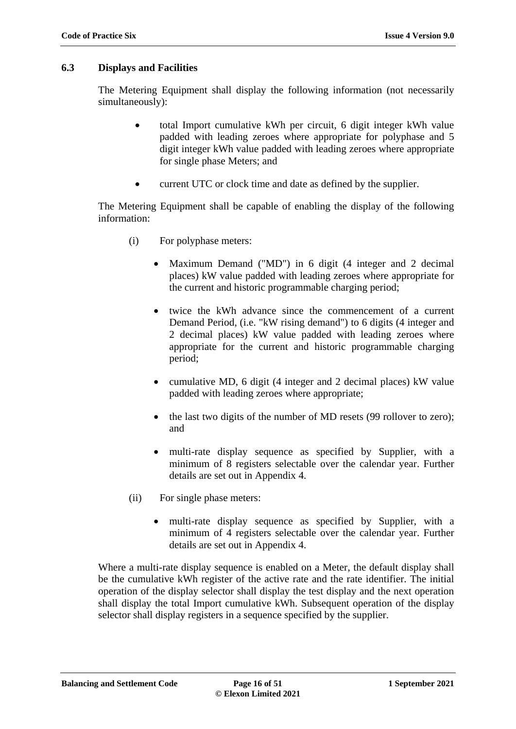### 6.3 Displays and Facilities

The Metering Equipment shall display the following information (not necessarily simultaneously):

- total Import cumulative kWh per circuit, 6 digit integer kWh value padded with leading zeroes where appropriate for polyphase and 5 digit integer kWh value padded with leading zeroes where appropriate for single phase Meters; and
- current UTC or clock time and date as defined by the supplier.

The Metering Equipment shall be capable of enabling the display of the following information:

(i) For polyphase meters:

- Maximum Demand ("MD") in 6 digit (4 integer and 2 decimal places) kW value padded with leading zeroes where appropriate for the current and historic programmable charging period;
- twice the kWh advance since the commencement of a current Demand Period, (i.e. "kW rising demand") to 6 digits (4 integer and 2 decimal places) kW value padded with leading zeroes where appropriate for the current and historic programmable charging period;
- cumulative MD, 6 digit (4 integer and 2 decimal places) kW value padded with leading zeroes where appropriate;
- the last two digits of the number of MD resets (99 rollover to zero); and
- multi-rate display sequence as specified by Supplier, with a minimum of 8 registers selectable over the calendar year. Further details are set out in Appendix 4.

(ii) For single phase meters:

- multi-rate display sequence as specified by Supplier, with a minimum of 4 registers selectable over the calendar year. Further details are set out in Appendix 4.

Where a multi-rate display sequence is enabled on a Meter, the default display shall be the cumulative kWh register of the active rate and the rate identifier. The initial operation of the display selector shall display the test display and the next operation shall display the total Import cumulative kWh. Subsequent operation of the display selector shall display registers in a sequence specified by the supplier.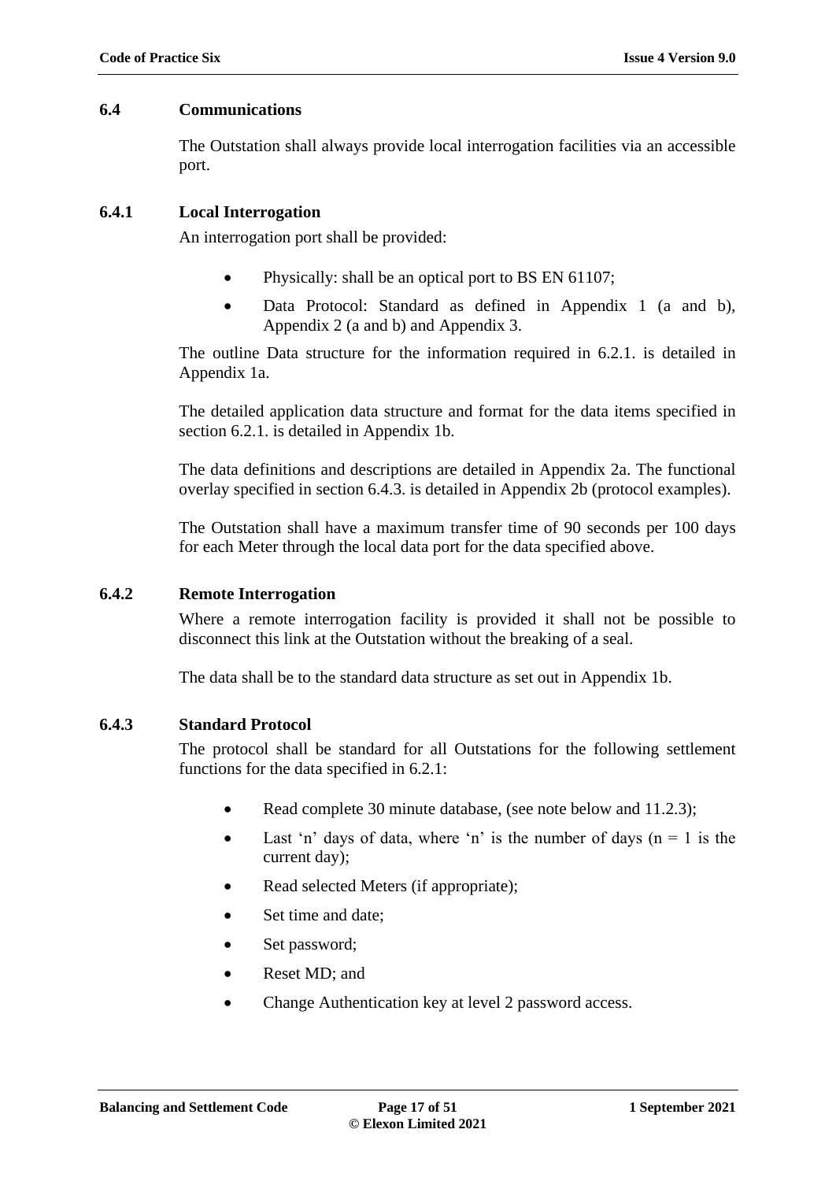## 6.4 Communications

The Outstation shall always provide local interrogation facilities via an accessible port.

### 6.4.1 Local Interrogation

An interrogation port shall be provided:

- Physically: shall be an optical port to BS EN 61107;
- Data Protocol: Standard as defined in Appendix 1 (a and b), Appendix 2 (a and b) and Appendix 3.

The outline Data structure for the information required in 6.2.1. is detailed in Appendix 1a.

The detailed application data structure and format for the data items specified in section 6.2.1. is detailed in Appendix 1b.

The data definitions and descriptions are detailed in Appendix 2a. The functional overlay specified in section 6.4.3. is detailed in Appendix 2b (protocol examples).

The Outstation shall have a maximum transfer time of 90 seconds per 100 days for each Meter through the local data port for the data specified above.

### 6.4.2 Remote Interrogation

Where a remote interrogation facility is provided it shall not be possible to disconnect this link at the Outstation without the breaking of a seal.

The data shall be to the standard data structure as set out in Appendix 1b.

### 6.4.3 Standard Protocol

The protocol shall be standard for all Outstations for the following settlement functions for the data specified in 6.2.1:

- Read complete 30 minute database, (see note below and 11.2.3);
- Last 'n' days of data, where 'n' is the number of days (n = 1 is the current day);
- Read selected Meters (if appropriate);
- Set time and date;
- Set password;
- Reset MD; and
- Change Authentication key at level 2 password access.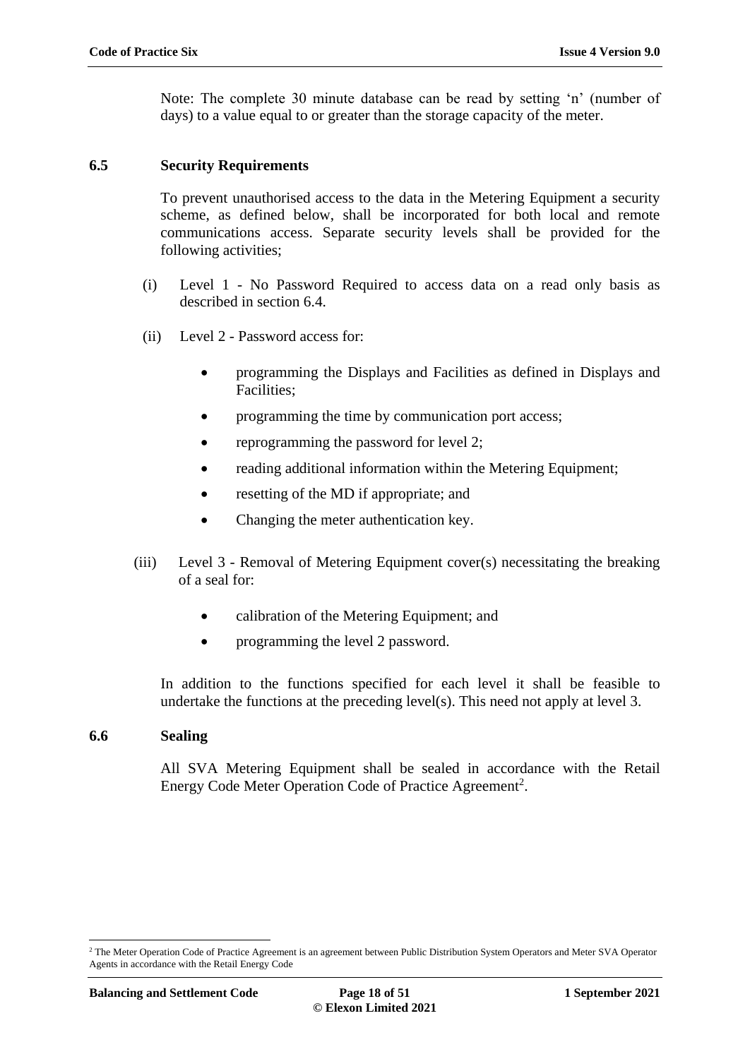Note: The complete 30 minute database can be read by setting 'n' (number of days) to a value equal to or greater than the storage capacity of the meter.

## 6.5 Security Requirements

To prevent unauthorised access to the data in the Metering Equipment a security scheme, as defined below, shall be incorporated for both local and remote communications access. Separate security levels shall be provided for the following activities;

(i) Level 1 - No Password Required to access data on a read only basis as described in section 6.4.

(ii) Level 2 - Password access for:

- programming the Displays and Facilities as defined in Displays and Facilities;
- programming the time by communication port access;
- reprogramming the password for level 2;
- reading additional information within the Metering Equipment;
- resetting of the MD if appropriate; and
- Changing the meter authentication key.

(iii) Level 3 - Removal of Metering Equipment cover(s) necessitating the breaking of a seal for:

- calibration of the Metering Equipment; and
- programming the level 2 password.

In addition to the functions specified for each level it shall be feasible to undertake the functions at the preceding level(s). This need not apply at level 3.

## 6.6 Sealing

All SVA Metering Equipment shall be sealed in accordance with the Retail Energy Code Meter Operation Code of Practice Agreement[2].

[2] The Meter Operation Code of Practice Agreement is an agreement between Public Distribution System Operators and Meter SVA Operator Agents in accordance with the Retail Energy Code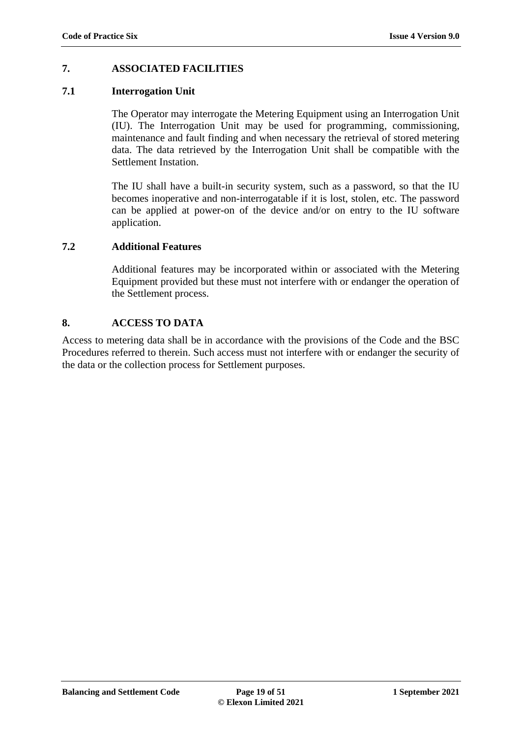## 7. ASSOCIATED FACILITIES

### 7.1 Interrogation Unit

The Operator may interrogate the Metering Equipment using an Interrogation Unit (IU). The Interrogation Unit may be used for programming, commissioning, maintenance and fault finding and when necessary the retrieval of stored metering data. The data retrieved by the Interrogation Unit shall be compatible with the Settlement Instation.

The IU shall have a built-in security system, such as a password, so that the IU becomes inoperative and non-interrogatable if it is lost, stolen, etc. The password can be applied at power-on of the device and/or on entry to the IU software application.

### 7.2 Additional Features

Additional features may be incorporated within or associated with the Metering Equipment provided but these must not interfere with or endanger the operation of the Settlement process.

## 8. ACCESS TO DATA

Access to metering data shall be in accordance with the provisions of the Code and the BSC Procedures referred to therein. Such access must not interfere with or endanger the security of the data or the collection process for Settlement purposes.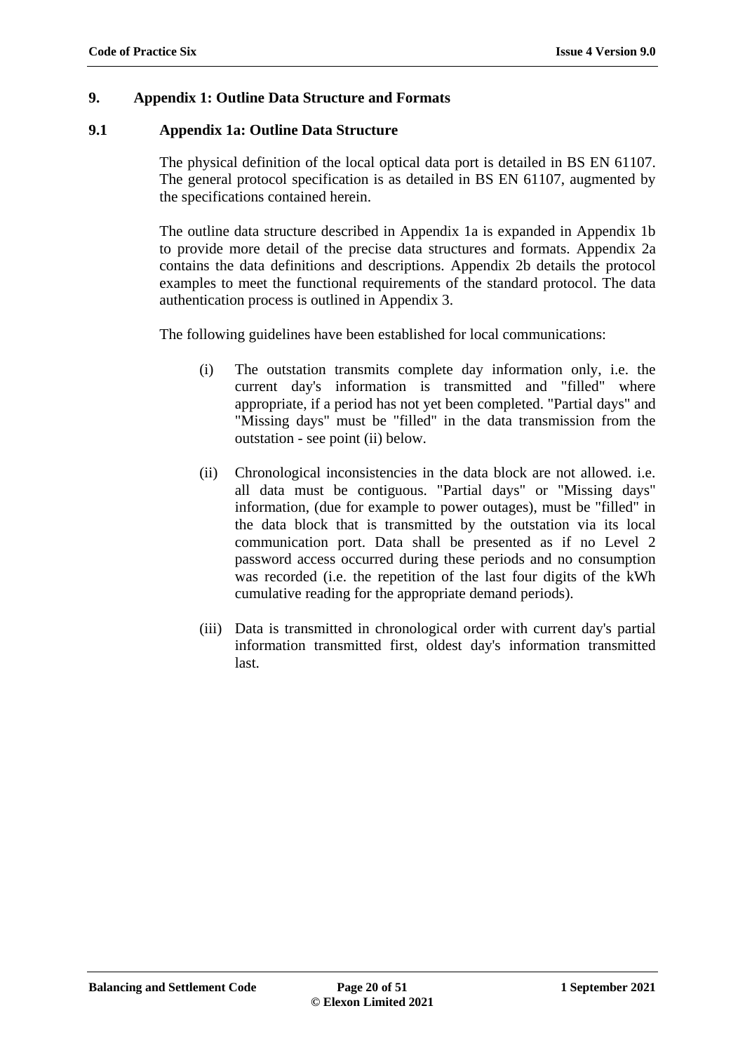# 9. Appendix 1: Outline Data Structure and Formats

## 9.1 Appendix 1a: Outline Data Structure

The physical definition of the local optical data port is detailed in BS EN 61107. The general protocol specification is as detailed in BS EN 61107, augmented by the specifications contained herein.

The outline data structure described in Appendix 1a is expanded in Appendix 1b to provide more detail of the precise data structures and formats. Appendix 2a contains the data definitions and descriptions. Appendix 2b details the protocol examples to meet the functional requirements of the standard protocol. The data authentication process is outlined in Appendix 3.

The following guidelines have been established for local communications:

(i) The outstation transmits complete day information only, i.e. the current day's information is transmitted and "filled" where appropriate, if a period has not yet been completed. "Partial days" and "Missing days" must be "filled" in the data transmission from the outstation - see point (ii) below.

(ii) Chronological inconsistencies in the data block are not allowed. i.e. all data must be contiguous. "Partial days" or "Missing days" information, (due for example to power outages), must be "filled" in the data block that is transmitted by the outstation via its local communication port. Data shall be presented as if no Level 2 password access occurred during these periods and no consumption was recorded (i.e. the repetition of the last four digits of the kWh cumulative reading for the appropriate demand periods).

(iii) Data is transmitted in chronological order with current day's partial information transmitted first, oldest day's information transmitted last.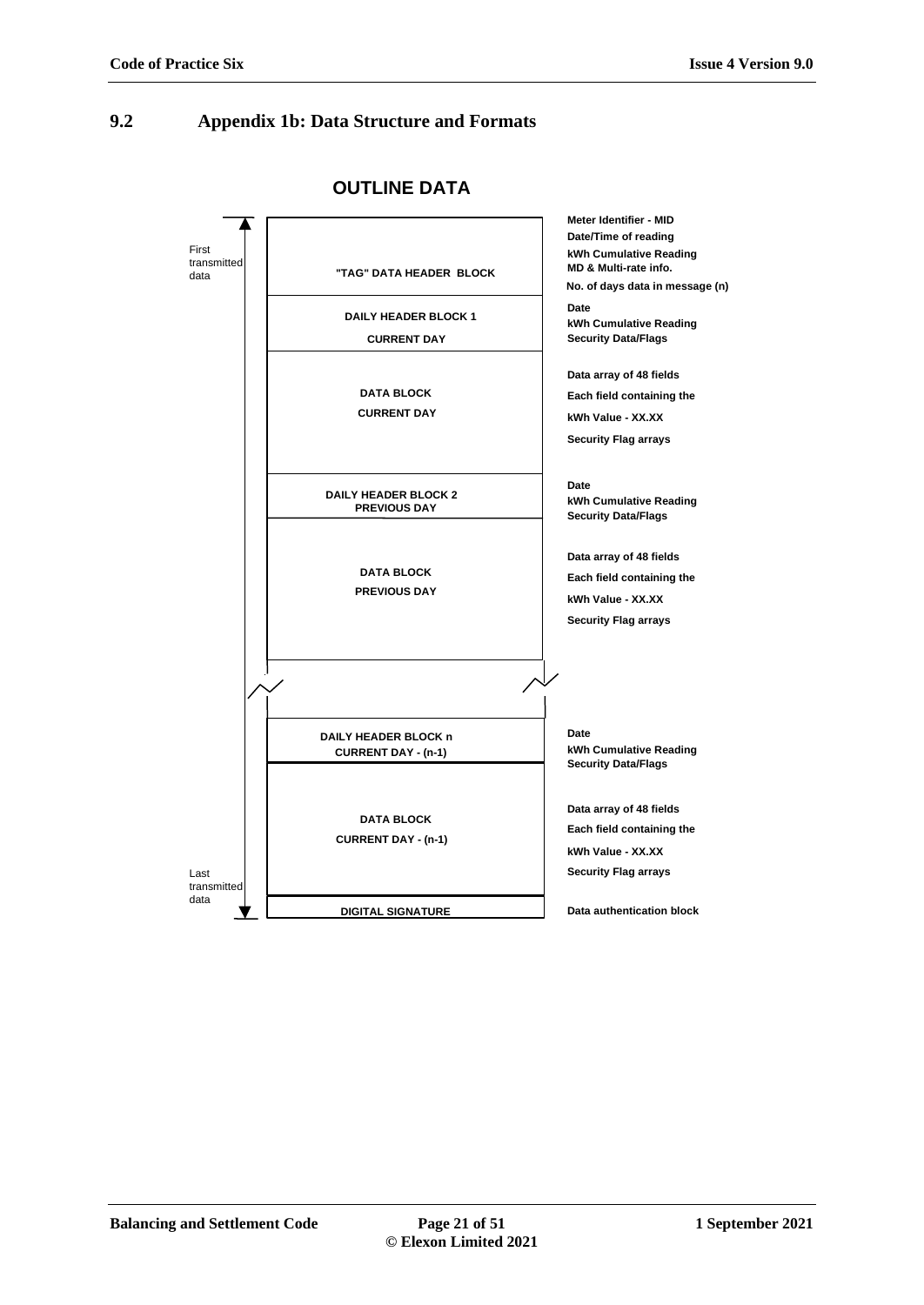## 9.2 Appendix 1b: Data Structure and Formats

### OUTLINE DATA

| Transmission order | Block | Contents |
|---|---|---|
| First transmitted data | "TAG" DATA HEADER BLOCK | Meter Identifier - MID<br>Date/Time of reading<br>kWh Cumulative Reading<br>MD & Multi-rate info.<br>No. of days data in message (n) |
| | DAILY HEADER BLOCK 1<br>CURRENT DAY | Date<br>kWh Cumulative Reading<br>Security Data/Flags |
| | DATA BLOCK<br>CURRENT DAY | Data array of 48 fields<br>Each field containing the<br>kWh Value - XX.XX<br>Security Flag arrays |
| | DAILY HEADER BLOCK 2<br>PREVIOUS DAY | Date<br>kWh Cumulative Reading<br>Security Data/Flags |
| | DATA BLOCK<br>PREVIOUS DAY | Data array of 48 fields<br>Each field containing the<br>kWh Value - XX.XX<br>Security Flag arrays |
| | ... | |
| | DAILY HEADER BLOCK n<br>CURRENT DAY - (n-1) | Date<br>kWh Cumulative Reading<br>Security Data/Flags |
| | DATA BLOCK<br>CURRENT DAY - (n-1) | Data array of 48 fields<br>Each field containing the<br>kWh Value - XX.XX<br>Security Flag arrays |
| Last transmitted data | DIGITAL SIGNATURE | Data authentication block |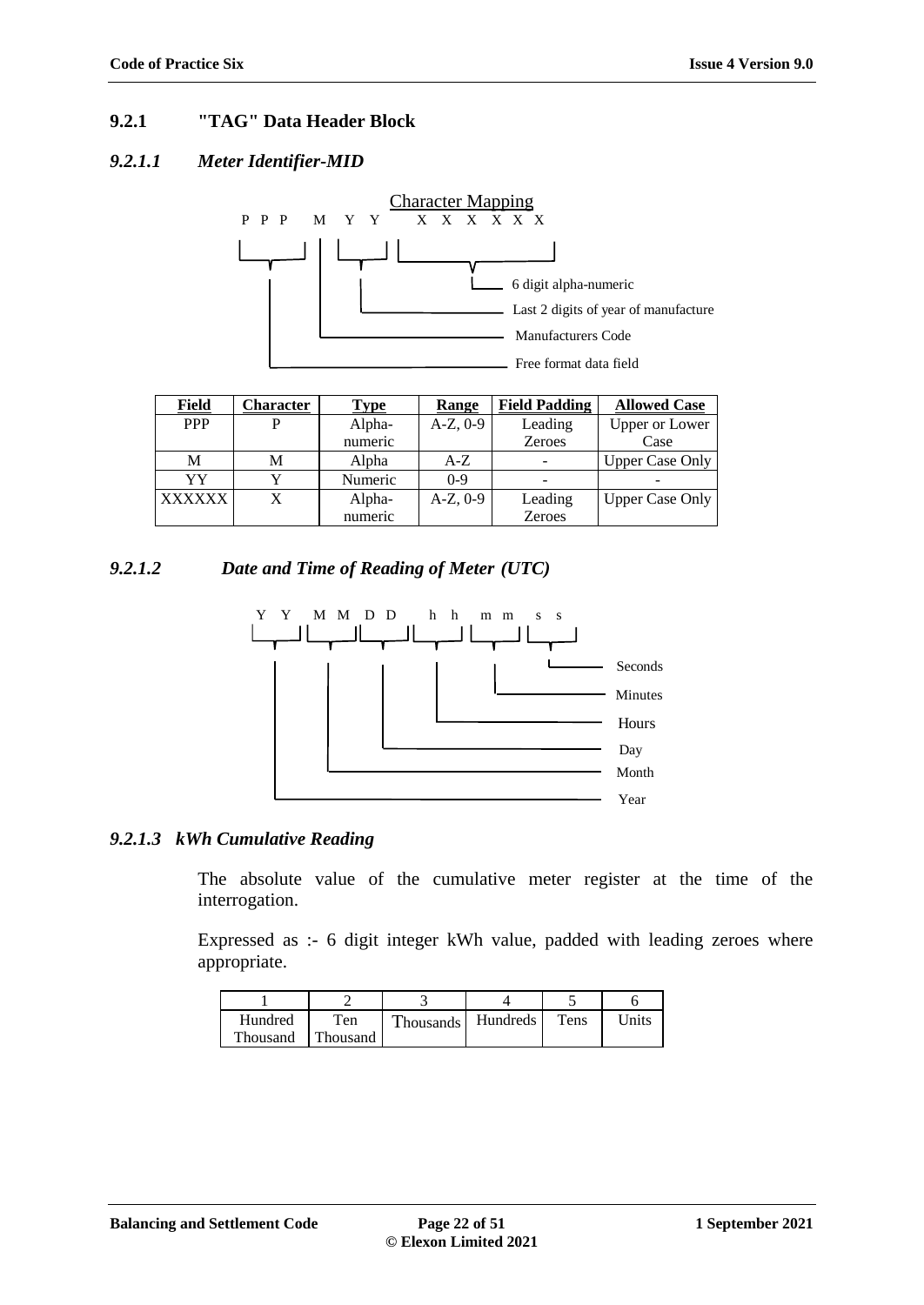### 9.2.1 "TAG" Data Header Block

#### *9.2.1.1 Meter Identifier-MID*

Character Mapping

P P P M Y Y X X X X X X

- 6 digit alpha-numeric
- Last 2 digits of year of manufacture
- Manufacturers Code
- Free format data field

| Field | Character | Type | Range | Field Padding | Allowed Case |
|---|---|---|---|---|---|
| PPP | P | Alpha-numeric | A-Z, 0-9 | Leading Zeroes | Upper or Lower Case |
| M | M | Alpha | A-Z | - | Upper Case Only |
| YY | Y | Numeric | 0-9 | - | - |
| XXXXXX | X | Alpha-numeric | A-Z, 0-9 | Leading Zeroes | Upper Case Only |

#### *9.2.1.2 Date and Time of Reading of Meter (UTC)*

Y Y M M D D h h m m s s

- Seconds
- Minutes
- Hours
- Day
- Month
- Year

#### *9.2.1.3 kWh Cumulative Reading*

The absolute value of the cumulative meter register at the time of the interrogation.

Expressed as :- 6 digit integer kWh value, padded with leading zeroes where appropriate.

| 1 | 2 | 3 | 4 | 5 | 6 |
|---|---|---|---|---|---|
| Hundred Thousand | Ten Thousand | Thousands | Hundreds | Tens | Units |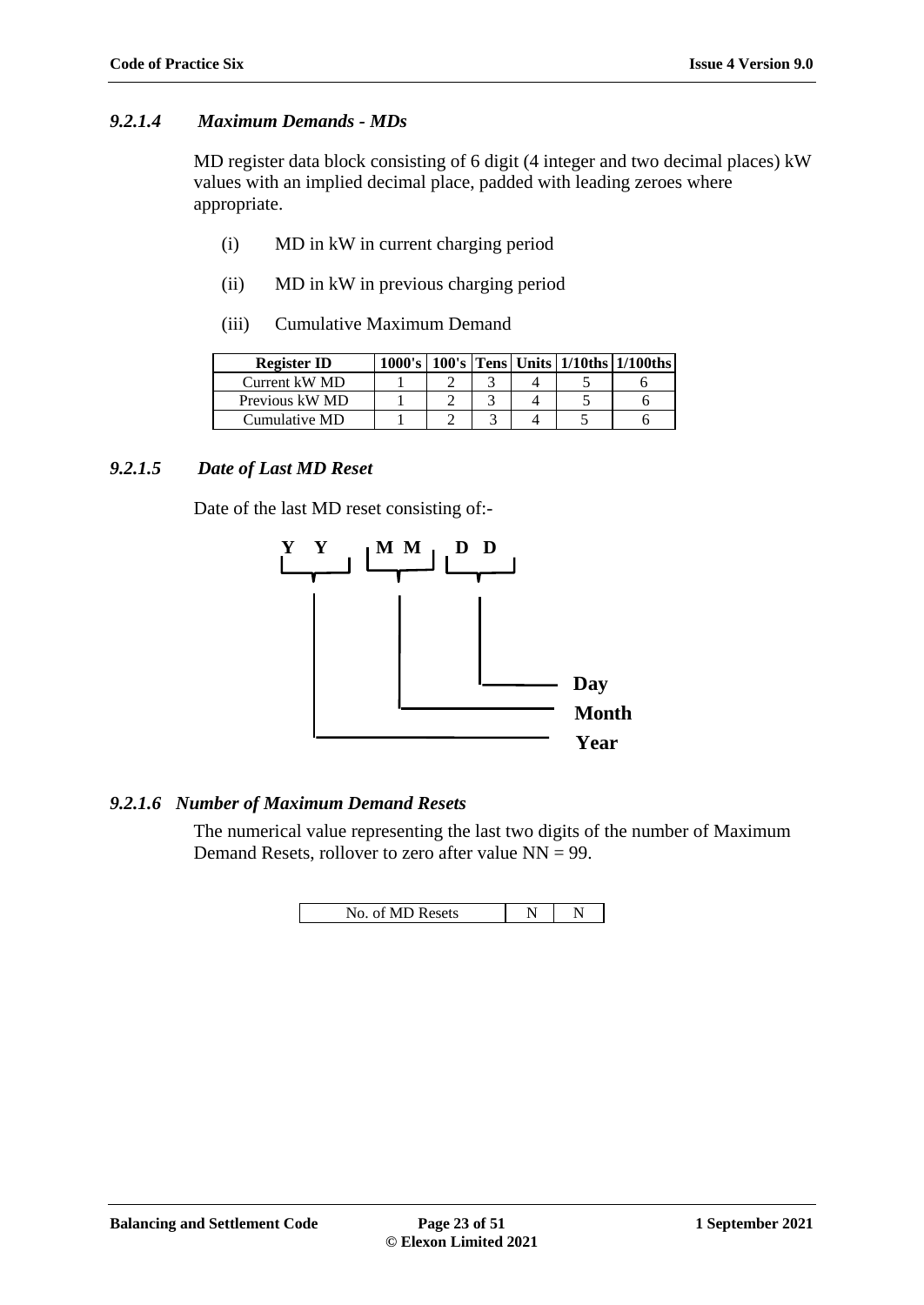#### *9.2.1.4 Maximum Demands - MDs*

MD register data block consisting of 6 digit (4 integer and two decimal places) kW values with an implied decimal place, padded with leading zeroes where appropriate.

(i) MD in kW in current charging period

(ii) MD in kW in previous charging period

(iii) Cumulative Maximum Demand

| Register ID | 1000's | 100's | Tens | Units | 1/10ths | 1/100ths |
|---|---|---|---|---|---|---|
| Current kW MD | 1 | 2 | 3 | 4 | 5 | 6 |
| Previous kW MD | 1 | 2 | 3 | 4 | 5 | 6 |
| Cumulative MD | 1 | 2 | 3 | 4 | 5 | 6 |

#### *9.2.1.5 Date of Last MD Reset*

Date of the last MD reset consisting of:-

**Y Y M M D D**

- **DD** – **Day**
- **MM** – **Month**
- **YY** – **Year**

#### *9.2.1.6 Number of Maximum Demand Resets*

The numerical value representing the last two digits of the number of Maximum Demand Resets, rollover to zero after value NN = 99.

| No. of MD Resets | N | N |
|---|---|---|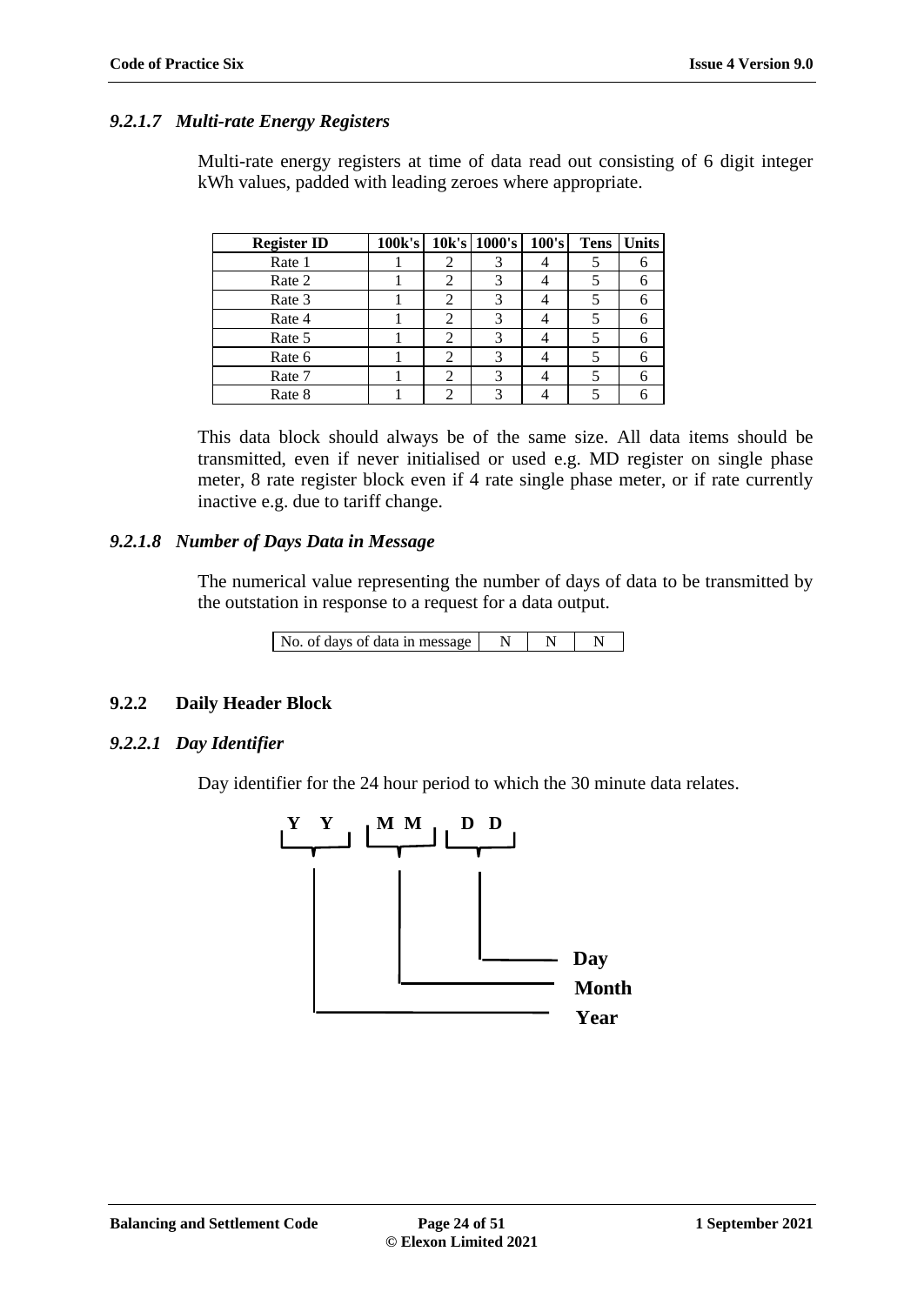### *9.2.1.7 Multi-rate Energy Registers*

Multi-rate energy registers at time of data read out consisting of 6 digit integer kWh values, padded with leading zeroes where appropriate.

| Register ID | 100k's | 10k's | 1000's | 100's | Tens | Units |
|---|---|---|---|---|---|---|
| Rate 1 | 1 | 2 | 3 | 4 | 5 | 6 |
| Rate 2 | 1 | 2 | 3 | 4 | 5 | 6 |
| Rate 3 | 1 | 2 | 3 | 4 | 5 | 6 |
| Rate 4 | 1 | 2 | 3 | 4 | 5 | 6 |
| Rate 5 | 1 | 2 | 3 | 4 | 5 | 6 |
| Rate 6 | 1 | 2 | 3 | 4 | 5 | 6 |
| Rate 7 | 1 | 2 | 3 | 4 | 5 | 6 |
| Rate 8 | 1 | 2 | 3 | 4 | 5 | 6 |

This data block should always be of the same size. All data items should be transmitted, even if never initialised or used e.g. MD register on single phase meter, 8 rate register block even if 4 rate single phase meter, or if rate currently inactive e.g. due to tariff change.

### *9.2.1.8 Number of Days Data in Message*

The numerical value representing the number of days of data to be transmitted by the outstation in response to a request for a data output.

| No. of days of data in message | N | N | N |
|---|---|---|---|

## 9.2.2 Daily Header Block

### *9.2.2.1 Day Identifier*

Day identifier for the 24 hour period to which the 30 minute data relates.

**Y Y M M D D**

- **Day** (D D)
- **Month** (M M)
- **Year** (Y Y)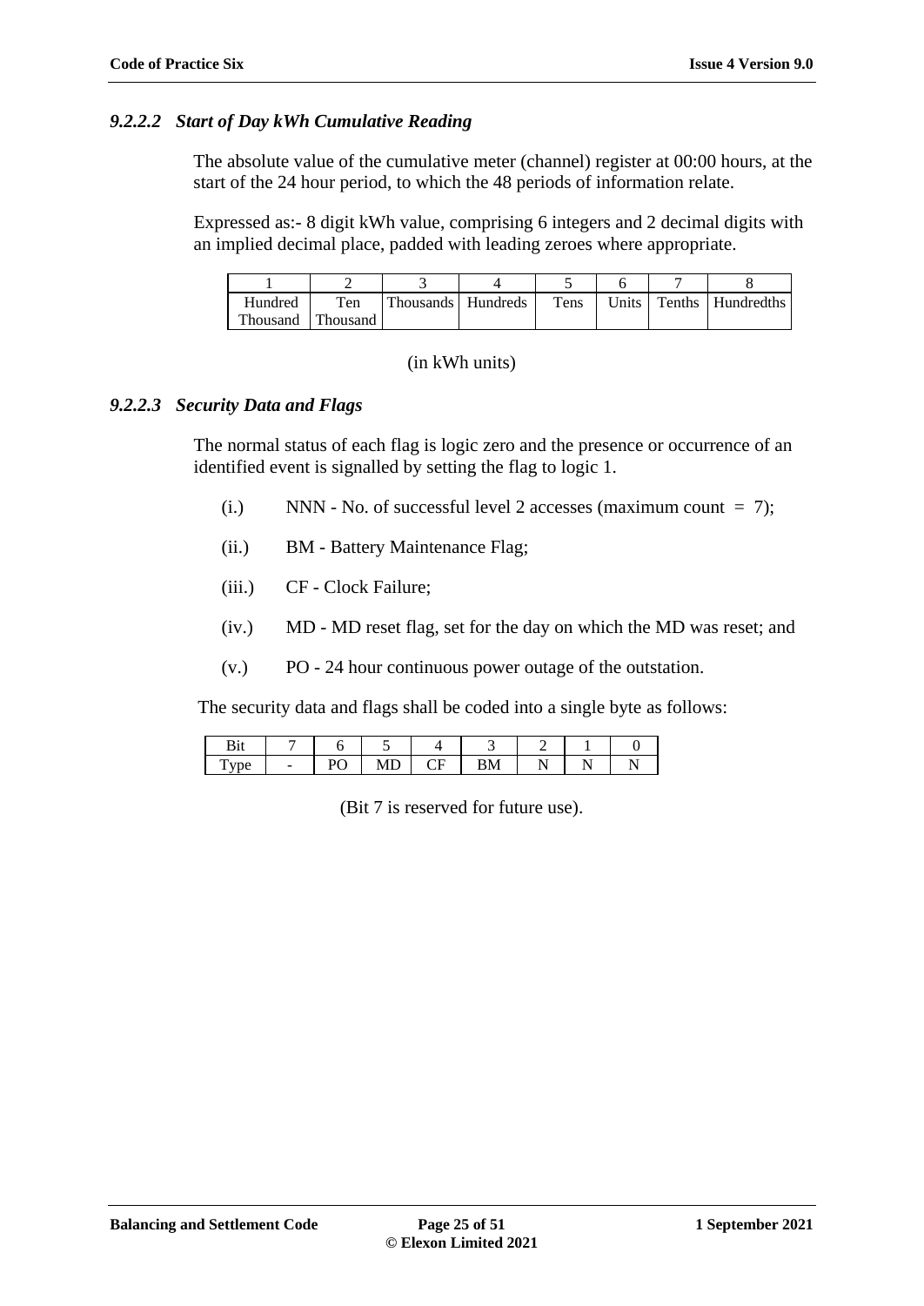### *9.2.2.2 Start of Day kWh Cumulative Reading*

The absolute value of the cumulative meter (channel) register at 00:00 hours, at the start of the 24 hour period, to which the 48 periods of information relate.

Expressed as:- 8 digit kWh value, comprising 6 integers and 2 decimal digits with an implied decimal place, padded with leading zeroes where appropriate.

| 1 | 2 | 3 | 4 | 5 | 6 | 7 | 8 |
|---|---|---|---|---|---|---|---|
| Hundred Thousand | Ten Thousand | Thousands | Hundreds | Tens | Units | Tenths | Hundredths |

(in kWh units)

### *9.2.2.3 Security Data and Flags*

The normal status of each flag is logic zero and the presence or occurrence of an identified event is signalled by setting the flag to logic 1.

(i.) NNN - No. of successful level 2 accesses (maximum count = 7);

(ii.) BM - Battery Maintenance Flag;

(iii.) CF - Clock Failure;

(iv.) MD - MD reset flag, set for the day on which the MD was reset; and

(v.) PO - 24 hour continuous power outage of the outstation.

The security data and flags shall be coded into a single byte as follows:

| Bit | 7 | 6 | 5 | 4 | 3 | 2 | 1 | 0 |
|---|---|---|---|---|---|---|---|---|
| Type | - | PO | MD | CF | BM | N | N | N |

(Bit 7 is reserved for future use).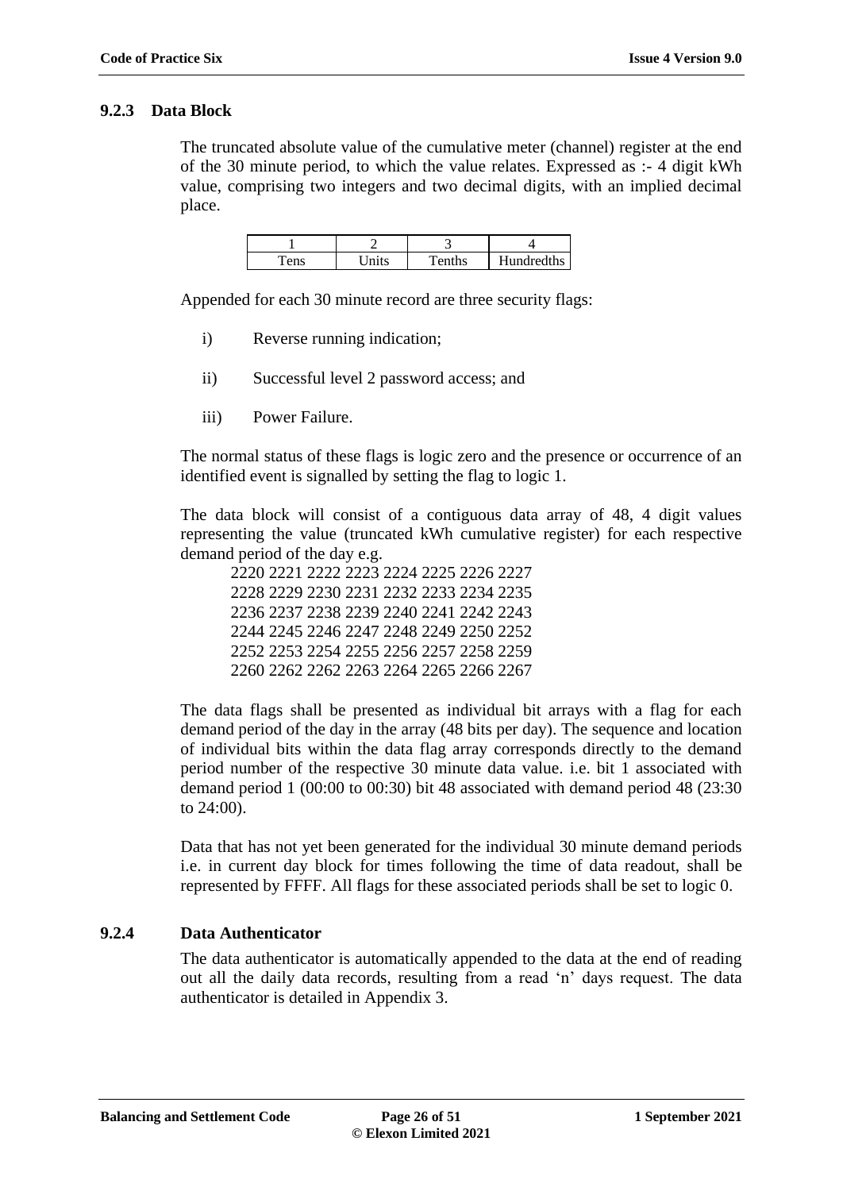### 9.2.3 Data Block

The truncated absolute value of the cumulative meter (channel) register at the end of the 30 minute period, to which the value relates. Expressed as :- 4 digit kWh value, comprising two integers and two decimal digits, with an implied decimal place.

| 1 | 2 | 3 | 4 |
|---|---|---|---|
| Tens | Units | Tenths | Hundredths |

Appended for each 30 minute record are three security flags:

i) Reverse running indication;

ii) Successful level 2 password access; and

iii) Power Failure.

The normal status of these flags is logic zero and the presence or occurrence of an identified event is signalled by setting the flag to logic 1.

The data block will consist of a contiguous data array of 48, 4 digit values representing the value (truncated kWh cumulative register) for each respective demand period of the day e.g.

2220 2221 2222 2223 2224 2225 2226 2227
2228 2229 2230 2231 2232 2233 2234 2235
2236 2237 2238 2239 2240 2241 2242 2243
2244 2245 2246 2247 2248 2249 2250 2252
2252 2253 2254 2255 2256 2257 2258 2259
2260 2262 2262 2263 2264 2265 2266 2267

The data flags shall be presented as individual bit arrays with a flag for each demand period of the day in the array (48 bits per day). The sequence and location of individual bits within the data flag array corresponds directly to the demand period number of the respective 30 minute data value. i.e. bit 1 associated with demand period 1 (00:00 to 00:30) bit 48 associated with demand period 48 (23:30 to 24:00).

Data that has not yet been generated for the individual 30 minute demand periods i.e. in current day block for times following the time of data readout, shall be represented by FFFF. All flags for these associated periods shall be set to logic 0.

### 9.2.4 Data Authenticator

The data authenticator is automatically appended to the data at the end of reading out all the daily data records, resulting from a read 'n' days request. The data authenticator is detailed in Appendix 3.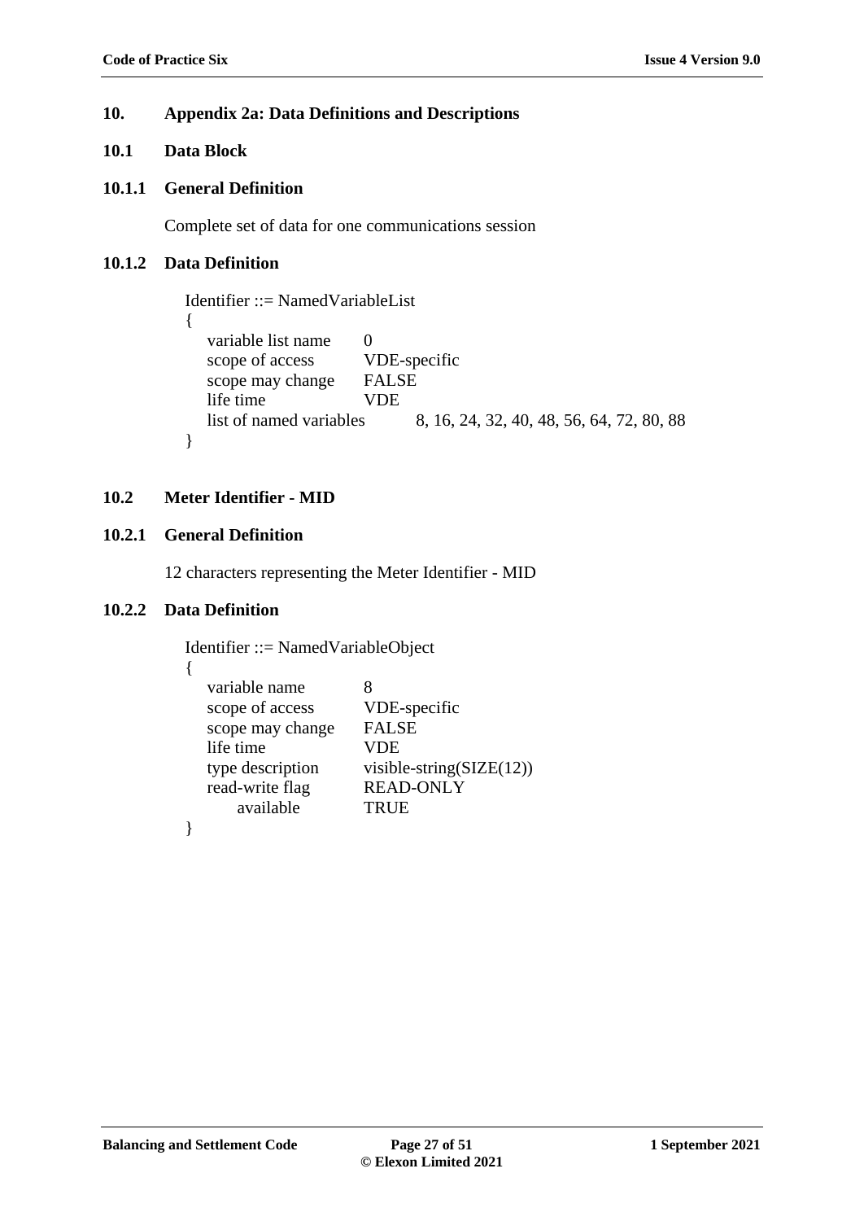# 10. Appendix 2a: Data Definitions and Descriptions

## 10.1 Data Block

### 10.1.1 General Definition

Complete set of data for one communications session

### 10.1.2 Data Definition

```
Identifier ::= NamedVariableList
{
    variable list name       0
    scope of access          VDE-specific
    scope may change         FALSE
    life time                VDE
    list of named variables          8, 16, 24, 32, 40, 48, 56, 64, 72, 80, 88
}
```

## 10.2 Meter Identifier - MID

### 10.2.1 General Definition

12 characters representing the Meter Identifier - MID

### 10.2.2 Data Definition

```
Identifier ::= NamedVariableObject
{
    variable name            8
    scope of access          VDE-specific
    scope may change         FALSE
    life time                VDE
    type description         visible-string(SIZE(12))
    read-write flag          READ-ONLY
        available            TRUE
}
```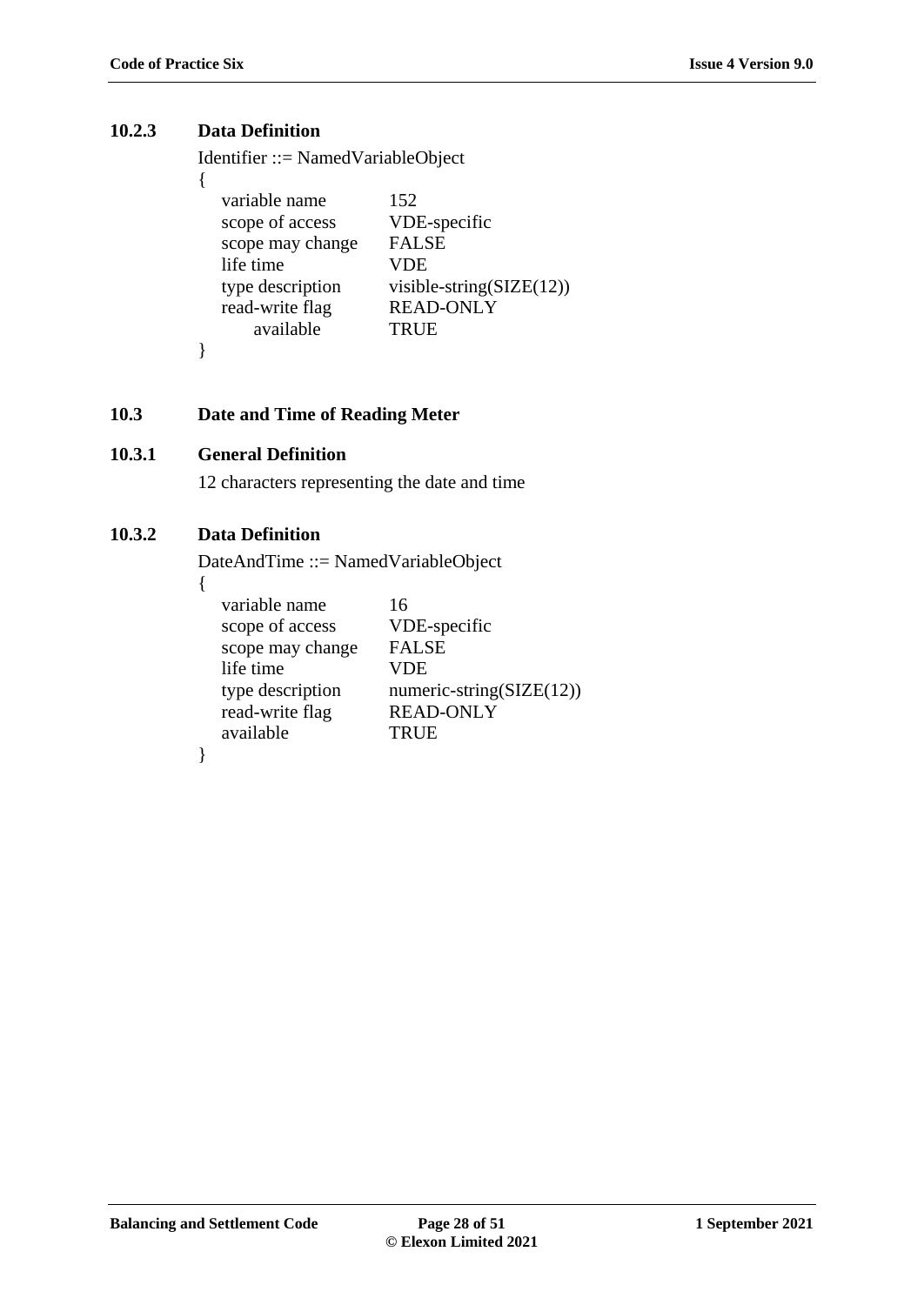### 10.2.3 Data Definition

```
Identifier ::= NamedVariableObject
{
   variable name        152
   scope of access      VDE-specific
   scope may change     FALSE
   life time            VDE
   type description     visible-string(SIZE(12))
   read-write flag      READ-ONLY
      available         TRUE
}
```

## 10.3 Date and Time of Reading Meter

### 10.3.1 General Definition

12 characters representing the date and time

### 10.3.2 Data Definition

```
DateAndTime ::= NamedVariableObject
{
   variable name        16
   scope of access      VDE-specific
   scope may change     FALSE
   life time            VDE
   type description     numeric-string(SIZE(12))
   read-write flag      READ-ONLY
   available            TRUE
}
```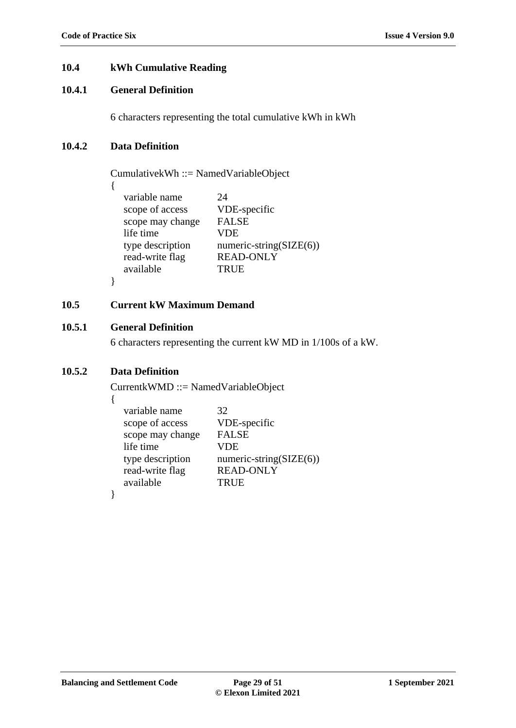## 10.4 kWh Cumulative Reading

### 10.4.1 General Definition

6 characters representing the total cumulative kWh in kWh

### 10.4.2 Data Definition

```
CumulativekWh ::= NamedVariableObject
{
    variable name        24
    scope of access      VDE-specific
    scope may change     FALSE
    life time            VDE
    type description     numeric-string(SIZE(6))
    read-write flag      READ-ONLY
    available            TRUE
}
```

## 10.5 Current kW Maximum Demand

### 10.5.1 General Definition

6 characters representing the current kW MD in 1/100s of a kW.

### 10.5.2 Data Definition

```
CurrentkWMD ::= NamedVariableObject
{
    variable name        32
    scope of access      VDE-specific
    scope may change     FALSE
    life time            VDE
    type description     numeric-string(SIZE(6))
    read-write flag      READ-ONLY
    available            TRUE
}
```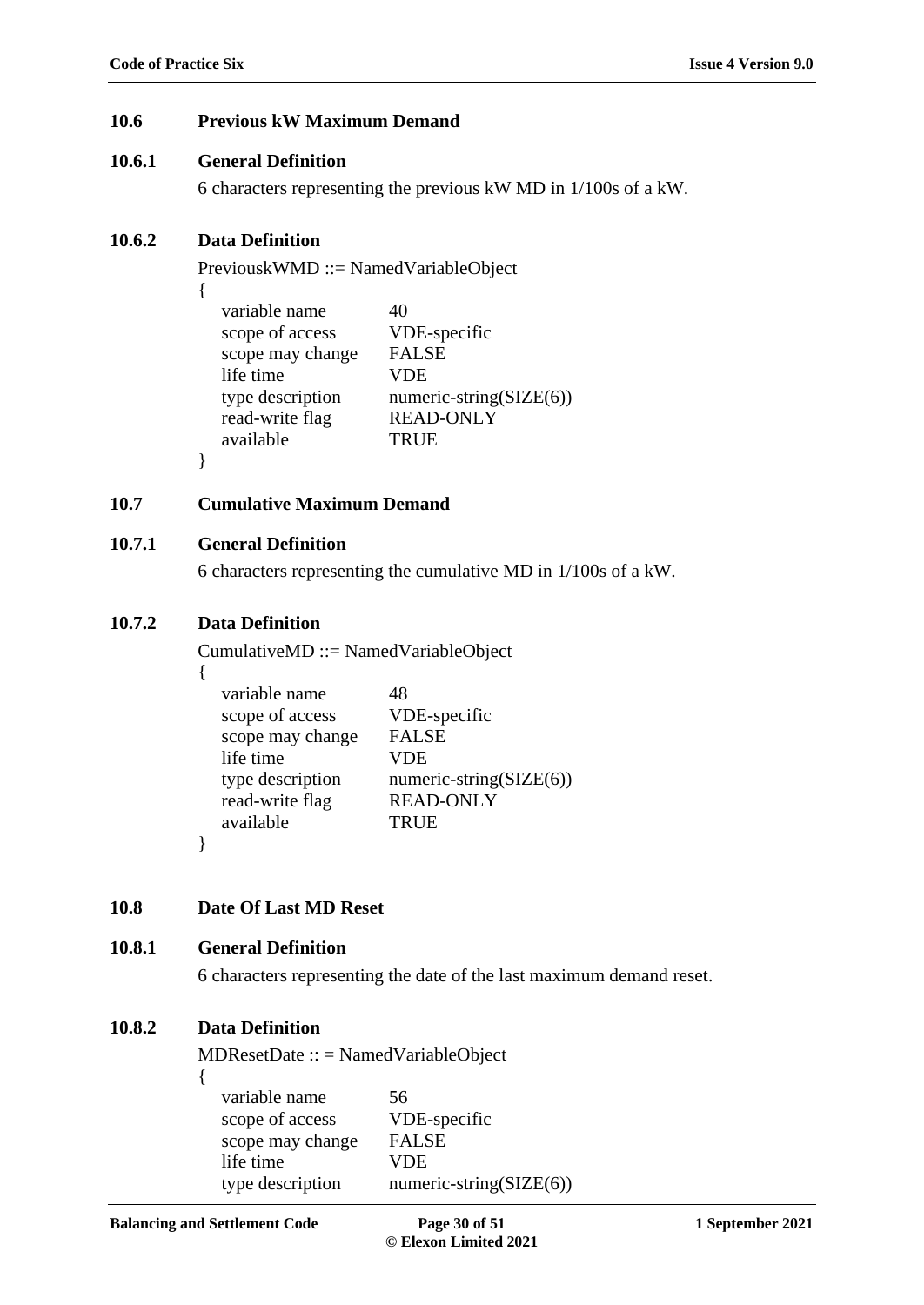### 10.6 Previous kW Maximum Demand

#### 10.6.1 General Definition

6 characters representing the previous kW MD in 1/100s of a kW.

#### 10.6.2 Data Definition

```
PreviouskWMD ::= NamedVariableObject
{
    variable name       40
    scope of access     VDE-specific
    scope may change    FALSE
    life time           VDE
    type description    numeric-string(SIZE(6))
    read-write flag     READ-ONLY
    available           TRUE
}
```

### 10.7 Cumulative Maximum Demand

#### 10.7.1 General Definition

6 characters representing the cumulative MD in 1/100s of a kW.

#### 10.7.2 Data Definition

```
CumulativeMD ::= NamedVariableObject
{
    variable name       48
    scope of access     VDE-specific
    scope may change    FALSE
    life time           VDE
    type description    numeric-string(SIZE(6))
    read-write flag     READ-ONLY
    available           TRUE
}
```

### 10.8 Date Of Last MD Reset

#### 10.8.1 General Definition

6 characters representing the date of the last maximum demand reset.

#### 10.8.2 Data Definition

```
MDResetDate :: = NamedVariableObject
{
    variable name       56
    scope of access     VDE-specific
    scope may change    FALSE
    life time           VDE
    type description    numeric-string(SIZE(6))
```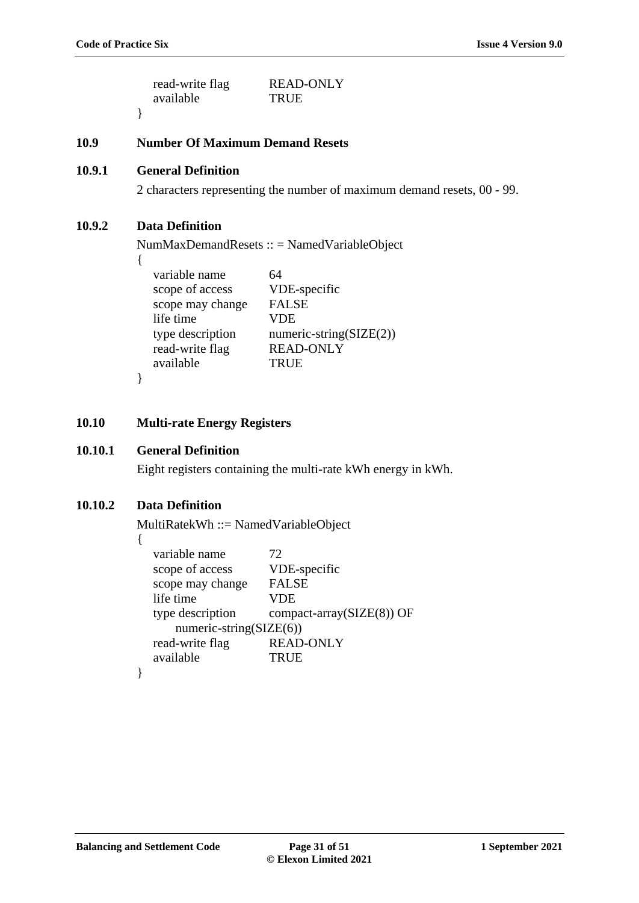```
    read-write flag    READ-ONLY
    available          TRUE
}
```

## 10.9 Number Of Maximum Demand Resets

### 10.9.1 General Definition

2 characters representing the number of maximum demand resets, 00 - 99.

### 10.9.2 Data Definition

```
NumMaxDemandResets :: = NamedVariableObject
{
    variable name      64
    scope of access    VDE-specific
    scope may change   FALSE
    life time          VDE
    type description   numeric-string(SIZE(2))
    read-write flag    READ-ONLY
    available          TRUE
}
```

## 10.10 Multi-rate Energy Registers

### 10.10.1 General Definition

Eight registers containing the multi-rate kWh energy in kWh.

### 10.10.2 Data Definition

```
MultiRatekWh ::= NamedVariableObject
{
    variable name      72
    scope of access    VDE-specific
    scope may change   FALSE
    life time          VDE
    type description   compact-array(SIZE(8)) OF
        numeric-string(SIZE(6))
    read-write flag    READ-ONLY
    available          TRUE
}
```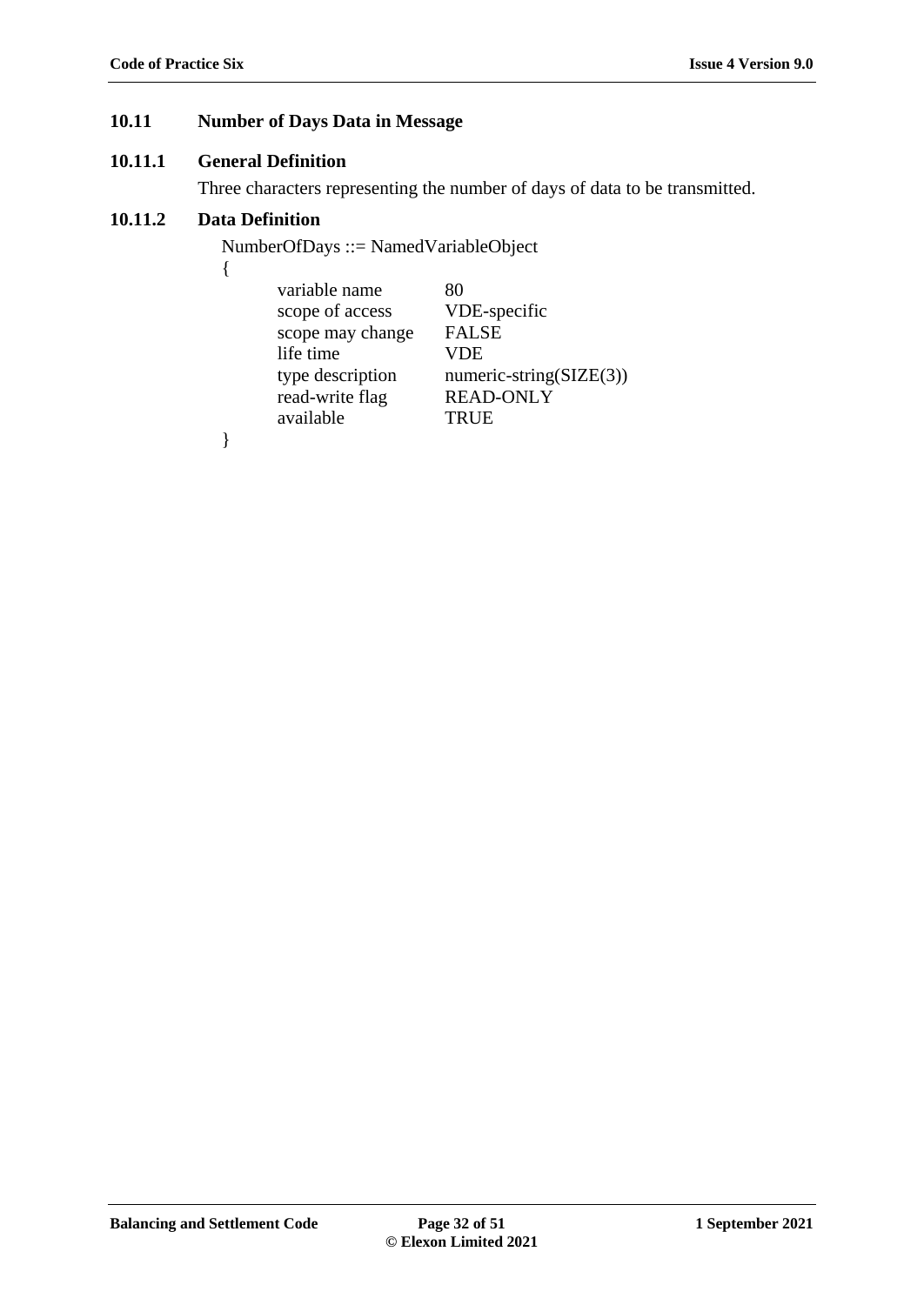## 10.11 Number of Days Data in Message

### 10.11.1 General Definition

Three characters representing the number of days of data to be transmitted.

### 10.11.2 Data Definition

```
NumberOfDays ::= NamedVariableObject
{
        variable name           80
        scope of access         VDE-specific
        scope may change        FALSE
        life time               VDE
        type description        numeric-string(SIZE(3))
        read-write flag         READ-ONLY
        available               TRUE
}
```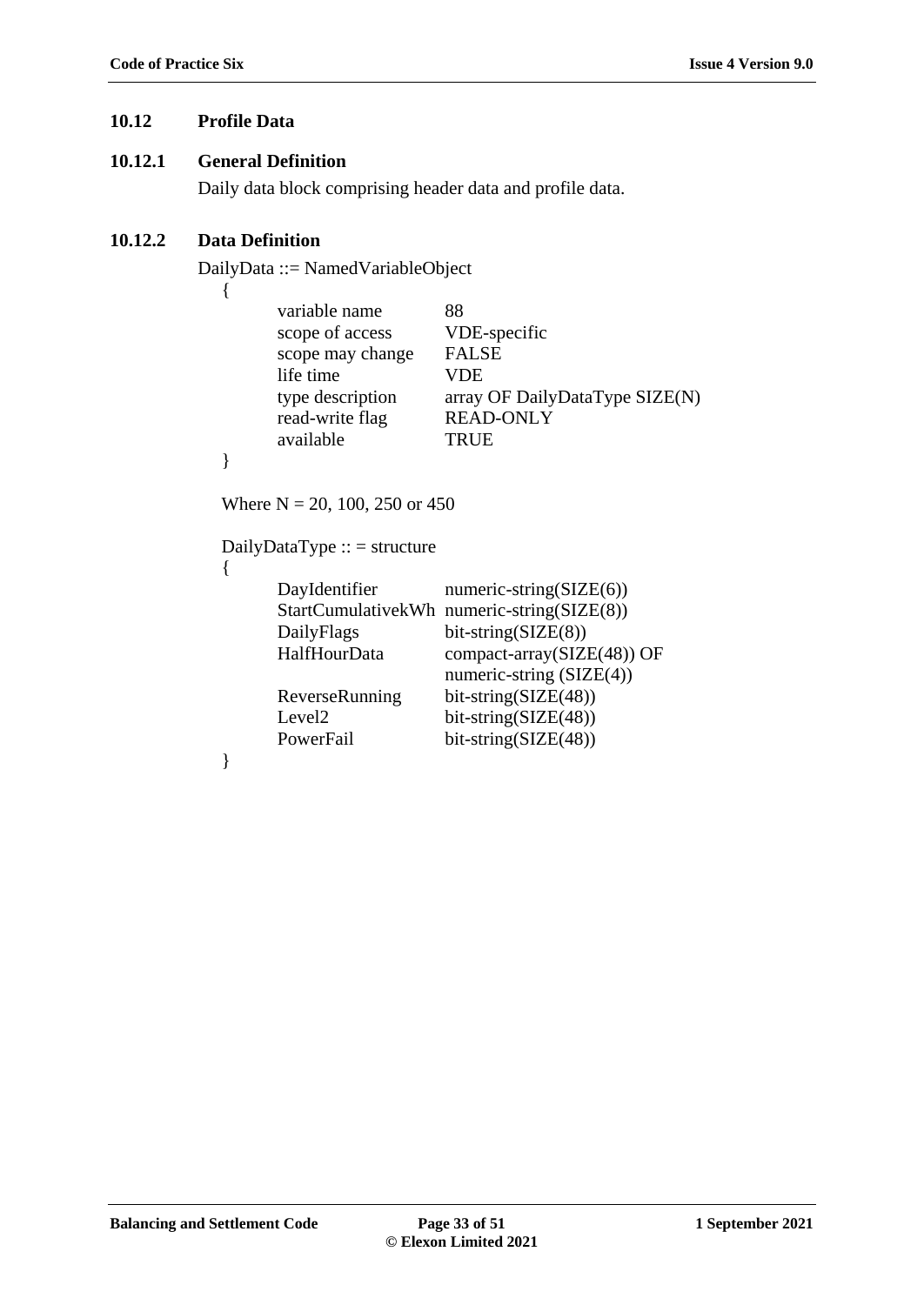### 10.12 Profile Data

#### 10.12.1 General Definition

Daily data block comprising header data and profile data.

#### 10.12.2 Data Definition

```
DailyData ::= NamedVariableObject
   {
        variable name          88
        scope of access        VDE-specific
        scope may change       FALSE
        life time              VDE
        type description       array OF DailyDataType SIZE(N)
        read-write flag        READ-ONLY
        available              TRUE
   }

   Where N = 20, 100, 250 or 450

   DailyDataType :: = structure
   {
        DayIdentifier          numeric-string(SIZE(6))
        StartCumulativekWh     numeric-string(SIZE(8))
        DailyFlags             bit-string(SIZE(8))
        HalfHourData           compact-array(SIZE(48)) OF
                               numeric-string (SIZE(4))
        ReverseRunning         bit-string(SIZE(48))
        Level2                 bit-string(SIZE(48))
        PowerFail              bit-string(SIZE(48))
   }
```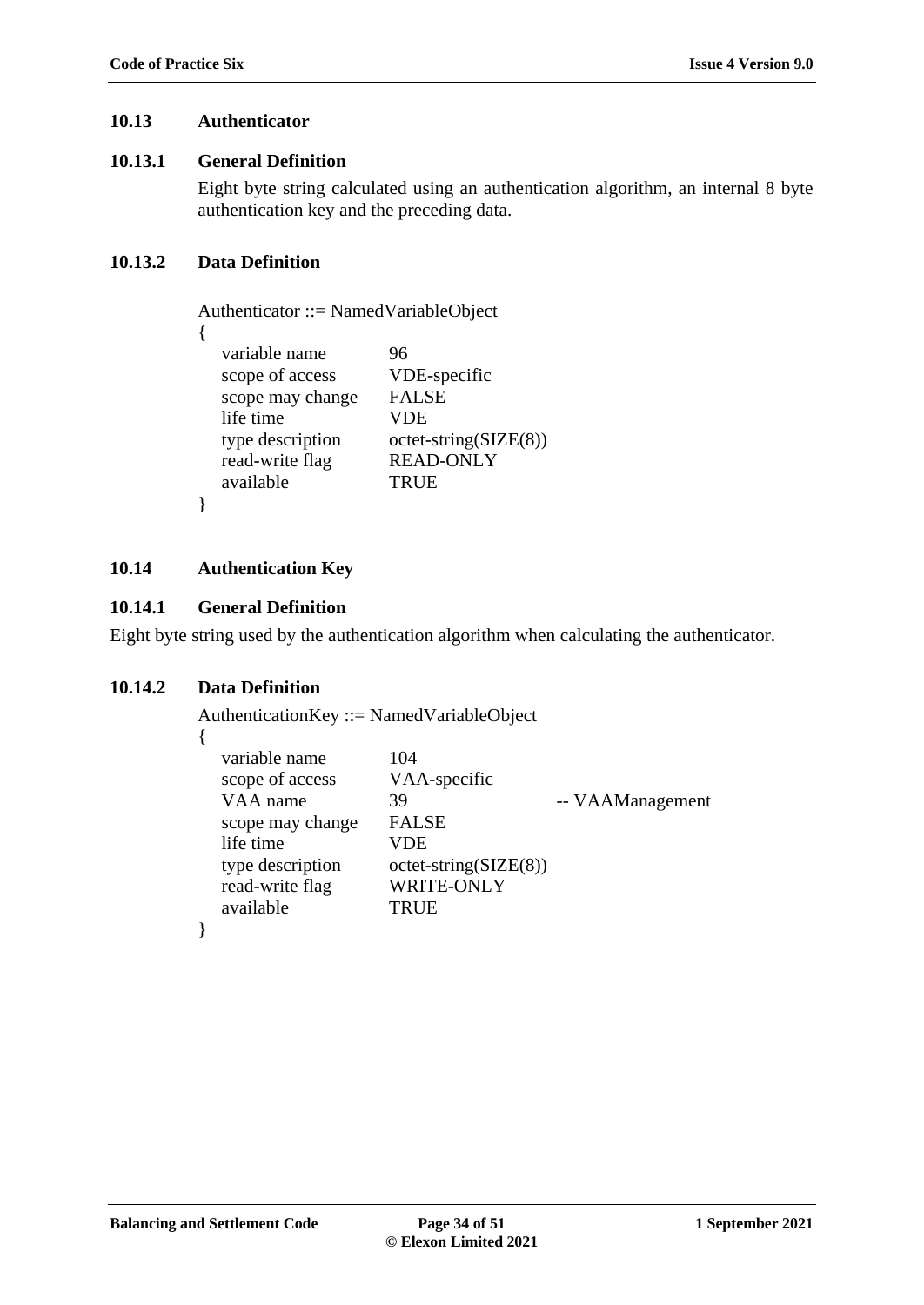### 10.13 Authenticator

#### 10.13.1 General Definition

Eight byte string calculated using an authentication algorithm, an internal 8 byte authentication key and the preceding data.

#### 10.13.2 Data Definition

```
Authenticator ::= NamedVariableObject
{
    variable name         96
    scope of access       VDE-specific
    scope may change      FALSE
    life time             VDE
    type description      octet-string(SIZE(8))
    read-write flag       READ-ONLY
    available             TRUE
}
```

### 10.14 Authentication Key

#### 10.14.1 General Definition

Eight byte string used by the authentication algorithm when calculating the authenticator.

#### 10.14.2 Data Definition

```
AuthenticationKey ::= NamedVariableObject
{
    variable name         104
    scope of access       VAA-specific
    VAA name              39                      -- VAAManagement
    scope may change      FALSE
    life time             VDE
    type description      octet-string(SIZE(8))
    read-write flag       WRITE-ONLY
    available             TRUE
}
```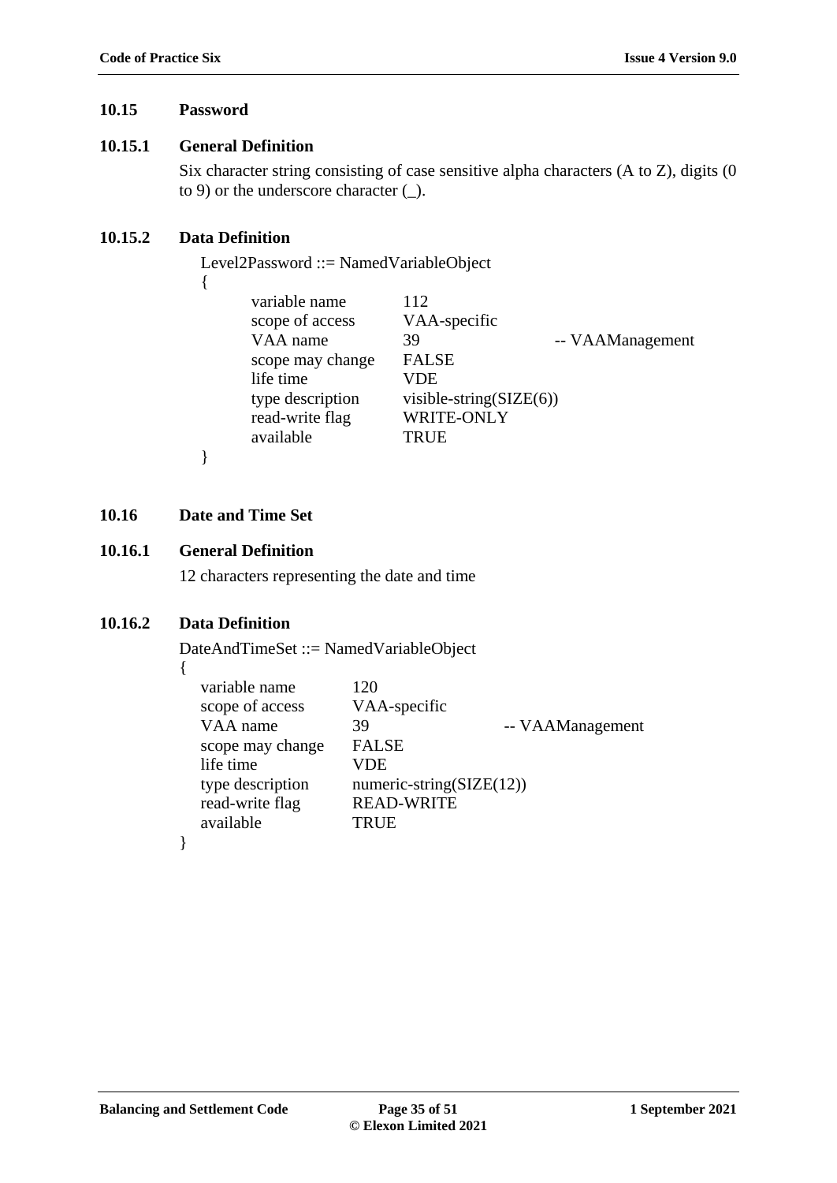### 10.15 Password

#### 10.15.1 General Definition

Six character string consisting of case sensitive alpha characters (A to Z), digits (0 to 9) or the underscore character (_).

#### 10.15.2 Data Definition

```
Level2Password ::= NamedVariableObject
{
        variable name           112
        scope of access         VAA-specific
        VAA name                39                  -- VAAManagement
        scope may change        FALSE
        life time               VDE
        type description        visible-string(SIZE(6))
        read-write flag         WRITE-ONLY
        available               TRUE
}
```

### 10.16 Date and Time Set

#### 10.16.1 General Definition

12 characters representing the date and time

#### 10.16.2 Data Definition

```
DateAndTimeSet ::= NamedVariableObject
{
    variable name           120
    scope of access         VAA-specific
    VAA name                39                  -- VAAManagement
    scope may change        FALSE
    life time               VDE
    type description        numeric-string(SIZE(12))
    read-write flag         READ-WRITE
    available               TRUE
}
```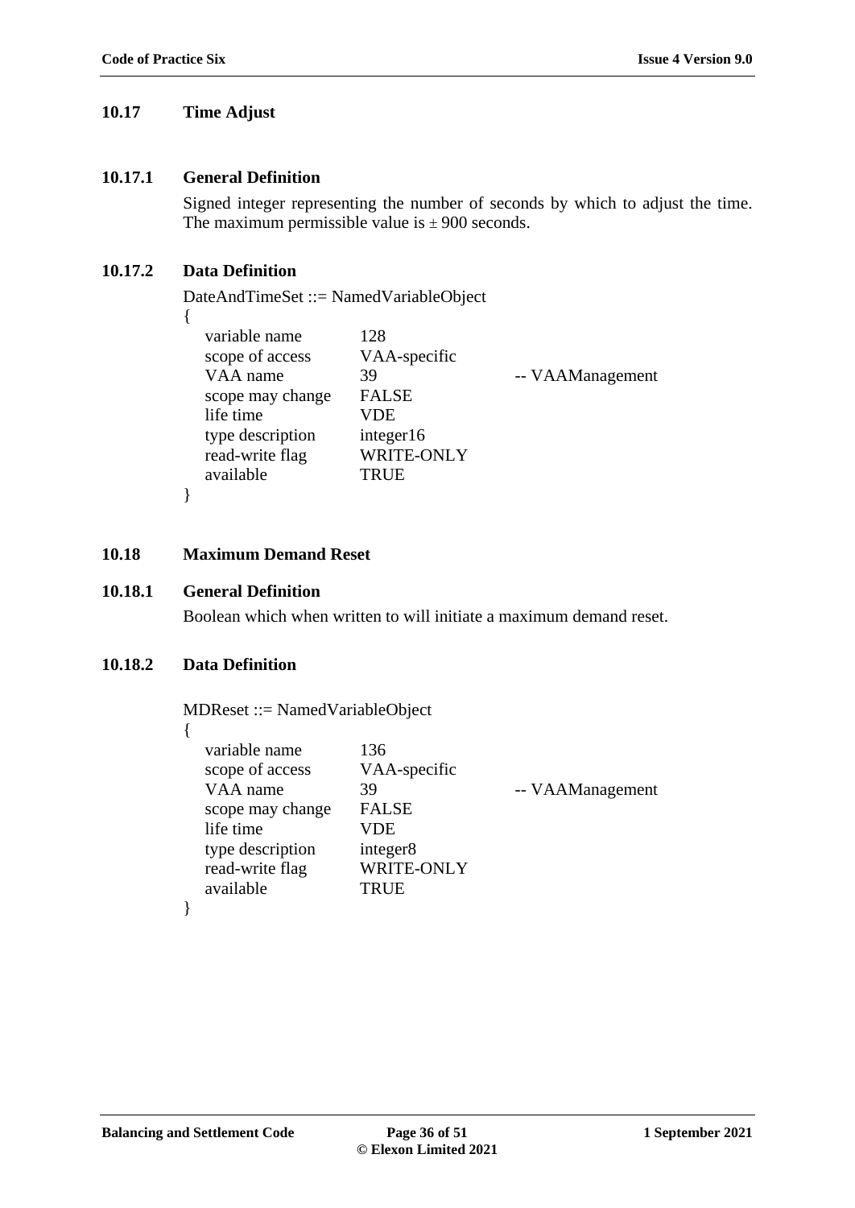## 10.17 Time Adjust

### 10.17.1 General Definition

Signed integer representing the number of seconds by which to adjust the time. The maximum permissible value is ± 900 seconds.

### 10.17.2 Data Definition

```
DateAndTimeSet ::= NamedVariableObject
{
    variable name       128
    scope of access     VAA-specific
    VAA name            39                  -- VAAManagement
    scope may change    FALSE
    life time           VDE
    type description    integer16
    read-write flag     WRITE-ONLY
    available           TRUE
}
```

## 10.18 Maximum Demand Reset

### 10.18.1 General Definition

Boolean which when written to will initiate a maximum demand reset.

### 10.18.2 Data Definition

```
MDReset ::= NamedVariableObject
{
    variable name       136
    scope of access     VAA-specific
    VAA name            39                  -- VAAManagement
    scope may change    FALSE
    life time           VDE
    type description    integer8
    read-write flag     WRITE-ONLY
    available           TRUE
}
```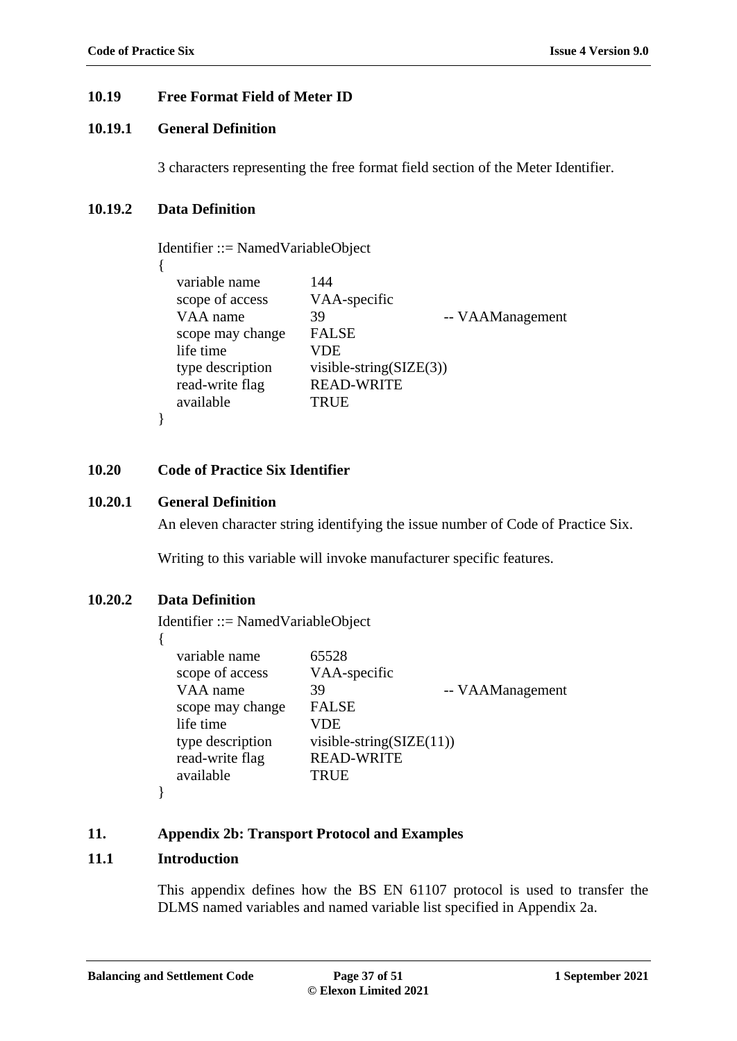### 10.19 Free Format Field of Meter ID

#### 10.19.1 General Definition

3 characters representing the free format field section of the Meter Identifier.

#### 10.19.2 Data Definition

```
Identifier ::= NamedVariableObject
{
    variable name        144
    scope of access      VAA-specific
    VAA name             39                       -- VAAManagement
    scope may change     FALSE
    life time            VDE
    type description     visible-string(SIZE(3))
    read-write flag      READ-WRITE
    available            TRUE
}
```

### 10.20 Code of Practice Six Identifier

#### 10.20.1 General Definition

An eleven character string identifying the issue number of Code of Practice Six.

Writing to this variable will invoke manufacturer specific features.

#### 10.20.2 Data Definition

```
Identifier ::= NamedVariableObject
{
    variable name        65528
    scope of access      VAA-specific
    VAA name             39                       -- VAAManagement
    scope may change     FALSE
    life time            VDE
    type description     visible-string(SIZE(11))
    read-write flag      READ-WRITE
    available            TRUE
}
```

## 11. Appendix 2b: Transport Protocol and Examples

### 11.1 Introduction

This appendix defines how the BS EN 61107 protocol is used to transfer the DLMS named variables and named variable list specified in Appendix 2a.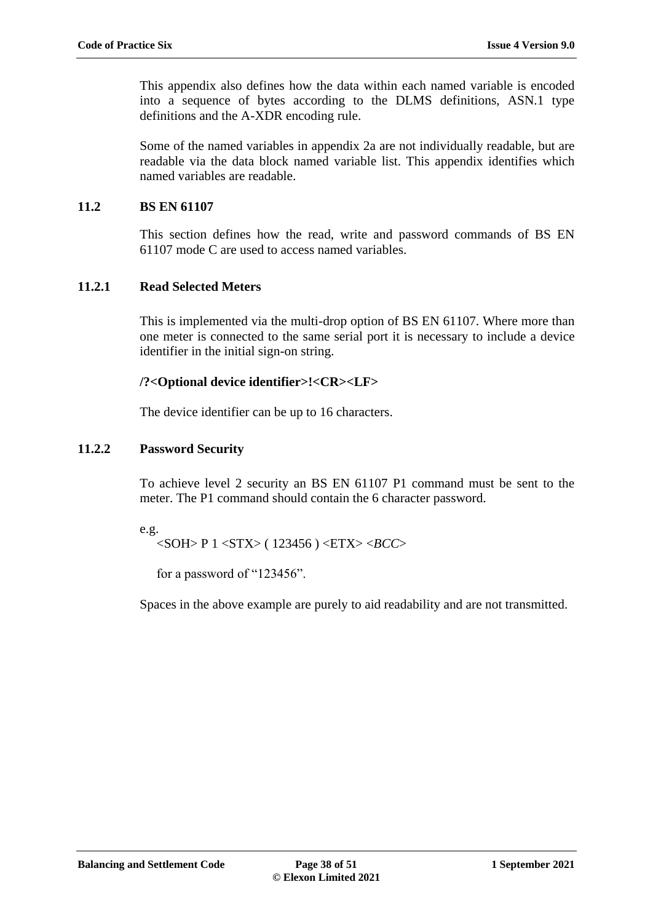This appendix also defines how the data within each named variable is encoded into a sequence of bytes according to the DLMS definitions, ASN.1 type definitions and the A-XDR encoding rule.

Some of the named variables in appendix 2a are not individually readable, but are readable via the data block named variable list. This appendix identifies which named variables are readable.

## 11.2 BS EN 61107

This section defines how the read, write and password commands of BS EN 61107 mode C are used to access named variables.

### 11.2.1 Read Selected Meters

This is implemented via the multi-drop option of BS EN 61107. Where more than one meter is connected to the same serial port it is necessary to include a device identifier in the initial sign-on string.

**/?<Optional device identifier>!<CR><LF>**

The device identifier can be up to 16 characters.

### 11.2.2 Password Security

To achieve level 2 security an BS EN 61107 P1 command must be sent to the meter. The P1 command should contain the 6 character password.

e.g.

<SOH> P 1 <STX> ( 123456 ) <ETX> <*BCC*>

for a password of "123456".

Spaces in the above example are purely to aid readability and are not transmitted.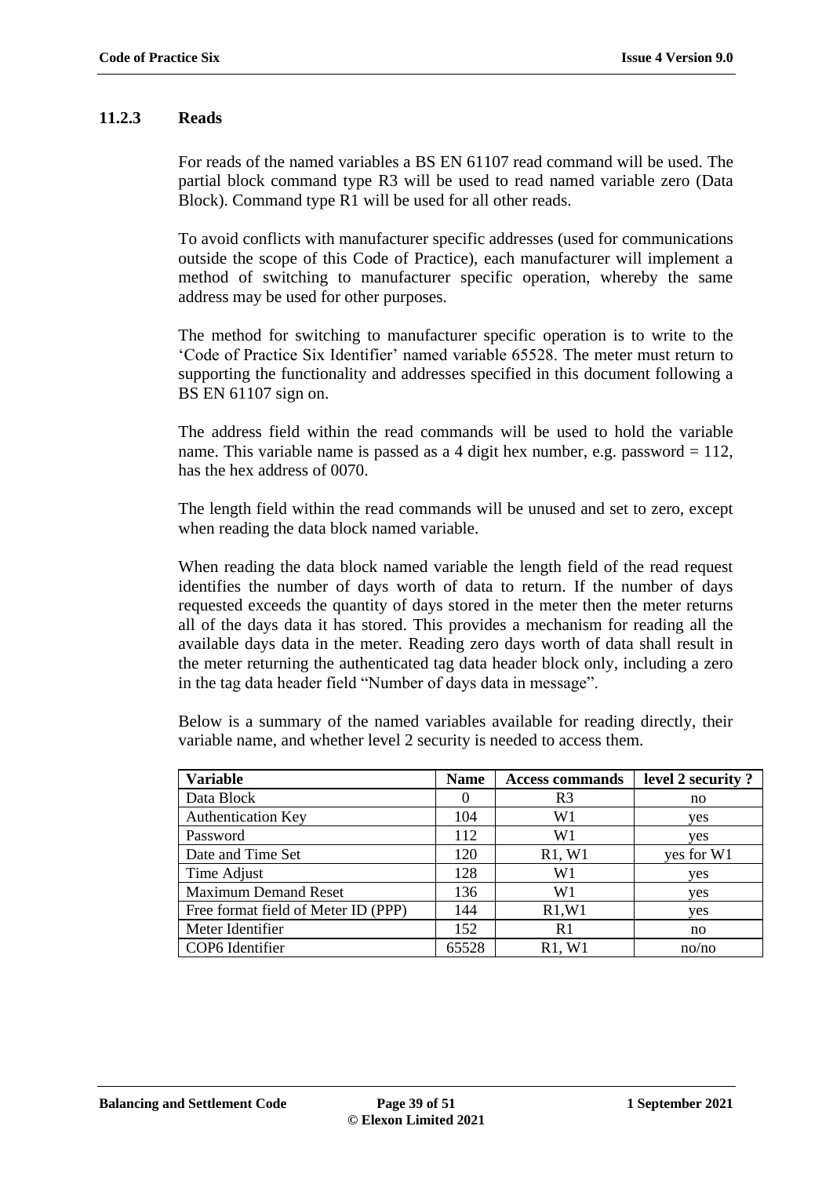### 11.2.3 Reads

For reads of the named variables a BS EN 61107 read command will be used. The partial block command type R3 will be used to read named variable zero (Data Block). Command type R1 will be used for all other reads.

To avoid conflicts with manufacturer specific addresses (used for communications outside the scope of this Code of Practice), each manufacturer will implement a method of switching to manufacturer specific operation, whereby the same address may be used for other purposes.

The method for switching to manufacturer specific operation is to write to the 'Code of Practice Six Identifier' named variable 65528. The meter must return to supporting the functionality and addresses specified in this document following a BS EN 61107 sign on.

The address field within the read commands will be used to hold the variable name. This variable name is passed as a 4 digit hex number, e.g. password = 112, has the hex address of 0070.

The length field within the read commands will be unused and set to zero, except when reading the data block named variable.

When reading the data block named variable the length field of the read request identifies the number of days worth of data to return. If the number of days requested exceeds the quantity of days stored in the meter then the meter returns all of the days data it has stored. This provides a mechanism for reading all the available days data in the meter. Reading zero days worth of data shall result in the meter returning the authenticated tag data header block only, including a zero in the tag data header field "Number of days data in message".

Below is a summary of the named variables available for reading directly, their variable name, and whether level 2 security is needed to access them.

| Variable | Name | Access commands | level 2 security ? |
|---|---|---|---|
| Data Block | 0 | R3 | no |
| Authentication Key | 104 | W1 | yes |
| Password | 112 | W1 | yes |
| Date and Time Set | 120 | R1, W1 | yes for W1 |
| Time Adjust | 128 | W1 | yes |
| Maximum Demand Reset | 136 | W1 | yes |
| Free format field of Meter ID (PPP) | 144 | R1,W1 | yes |
| Meter Identifier | 152 | R1 | no |
| COP6 Identifier | 65528 | R1, W1 | no/no |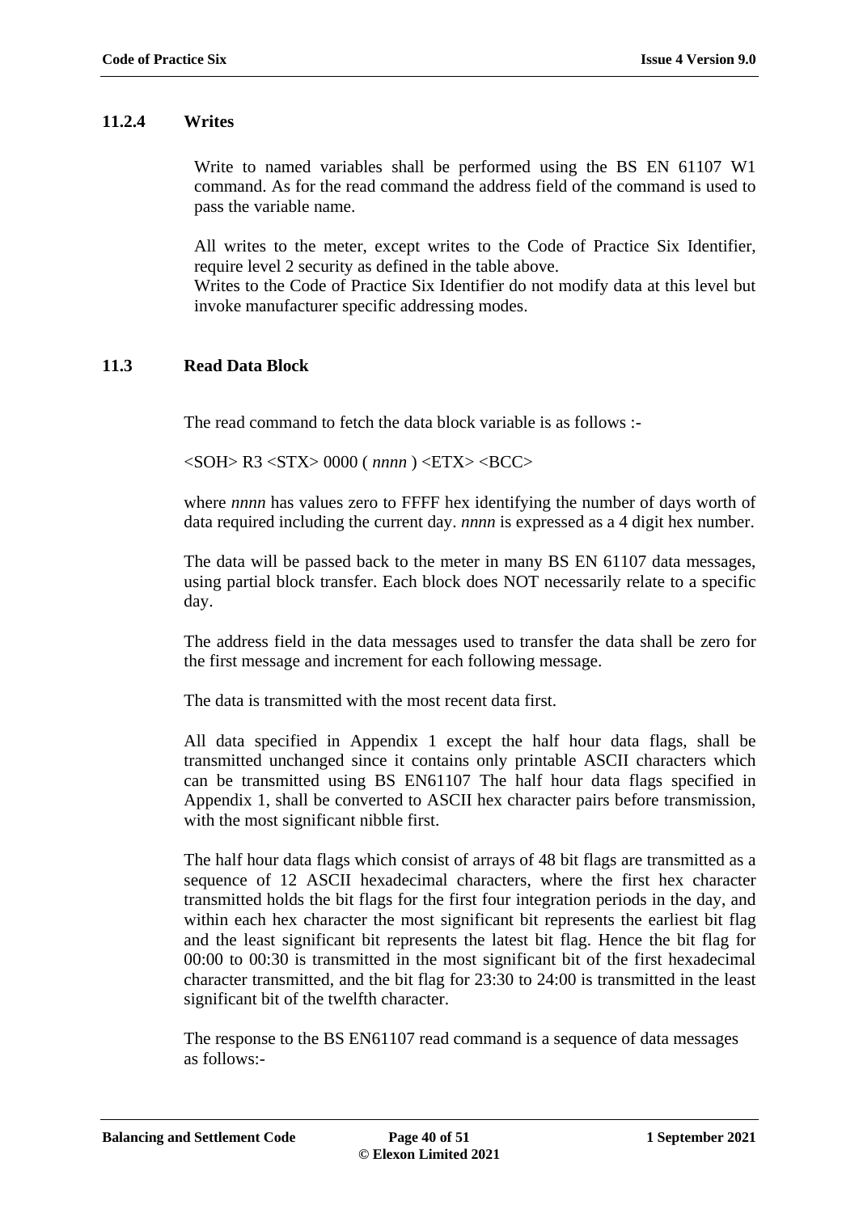### 11.2.4 Writes

Write to named variables shall be performed using the BS EN 61107 W1 command. As for the read command the address field of the command is used to pass the variable name.

All writes to the meter, except writes to the Code of Practice Six Identifier, require level 2 security as defined in the table above.
Writes to the Code of Practice Six Identifier do not modify data at this level but invoke manufacturer specific addressing modes.

## 11.3 Read Data Block

The read command to fetch the data block variable is as follows :-

<SOH> R3 <STX> 0000 ( *nnnn* ) <ETX> <BCC>

where *nnnn* has values zero to FFFF hex identifying the number of days worth of data required including the current day. *nnnn* is expressed as a 4 digit hex number.

The data will be passed back to the meter in many BS EN 61107 data messages, using partial block transfer. Each block does NOT necessarily relate to a specific day.

The address field in the data messages used to transfer the data shall be zero for the first message and increment for each following message.

The data is transmitted with the most recent data first.

All data specified in Appendix 1 except the half hour data flags, shall be transmitted unchanged since it contains only printable ASCII characters which can be transmitted using BS EN61107 The half hour data flags specified in Appendix 1, shall be converted to ASCII hex character pairs before transmission, with the most significant nibble first.

The half hour data flags which consist of arrays of 48 bit flags are transmitted as a sequence of 12 ASCII hexadecimal characters, where the first hex character transmitted holds the bit flags for the first four integration periods in the day, and within each hex character the most significant bit represents the earliest bit flag and the least significant bit represents the latest bit flag. Hence the bit flag for 00:00 to 00:30 is transmitted in the most significant bit of the first hexadecimal character transmitted, and the bit flag for 23:30 to 24:00 is transmitted in the least significant bit of the twelfth character.

The response to the BS EN61107 read command is a sequence of data messages as follows:-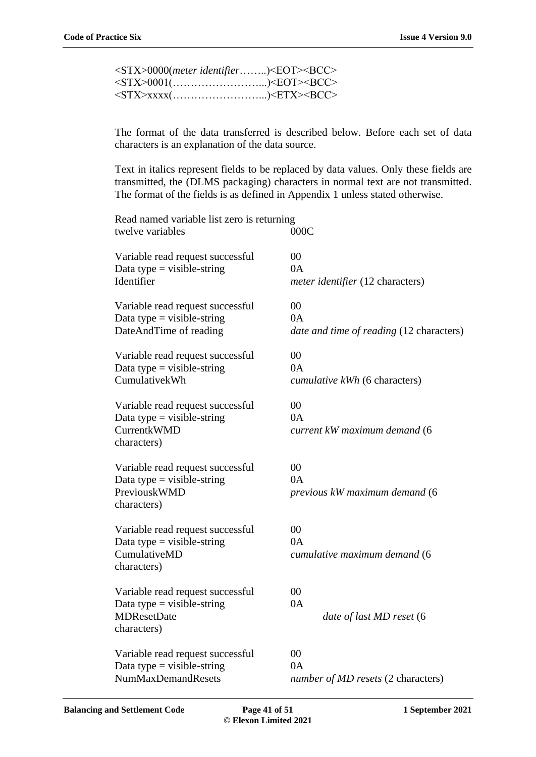<STX>0000(*meter identifier*……..)<EOT><BCC>
<STX>0001(……………………...)<EOT><BCC>
<STX>xxxx(……………………...)<ETX><BCC>

The format of the data transferred is described below. Before each set of data characters is an explanation of the data source.

Text in italics represent fields to be replaced by data values. Only these fields are transmitted, the (DLMS packaging) characters in normal text are not transmitted. The format of the fields is as defined in Appendix 1 unless stated otherwise.

| | |
|---|---|
| Read named variable list zero is returning twelve variables | 000C |
| | |
| Variable read request successful | 00 |
| Data type = visible-string | 0A |
| Identifier | *meter identifier* (12 characters) |
| | |
| Variable read request successful | 00 |
| Data type = visible-string | 0A |
| DateAndTime of reading | *date and time of reading* (12 characters) |
| | |
| Variable read request successful | 00 |
| Data type = visible-string | 0A |
| CumulativekWh | *cumulative kWh* (6 characters) |
| | |
| Variable read request successful | 00 |
| Data type = visible-string | 0A |
| CurrentkWMD | *current kW maximum demand* (6 characters) |
| | |
| Variable read request successful | 00 |
| Data type = visible-string | 0A |
| PreviouskWMD | *previous kW maximum demand* (6 characters) |
| | |
| Variable read request successful | 00 |
| Data type = visible-string | 0A |
| CumulativeMD | *cumulative maximum demand* (6 characters) |
| | |
| Variable read request successful | 00 |
| Data type = visible-string | 0A |
| MDResetDate | *date of last MD reset* (6 characters) |
| | |
| Variable read request successful | 00 |
| Data type = visible-string | 0A |
| NumMaxDemandResets | *number of MD resets* (2 characters) |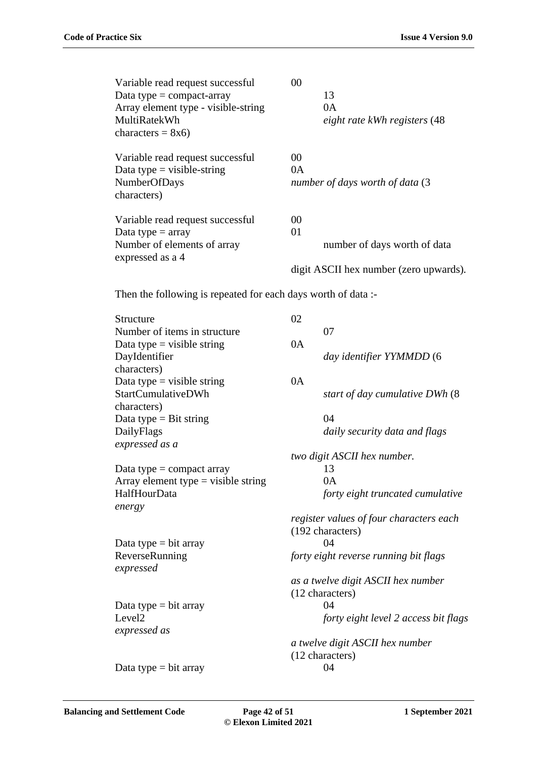| | |
|---|---|
| Variable read request successful | 00 |
| Data type = compact-array | 13 |
| Array element type - visible-string | 0A |
| MultiRatekWh | *eight rate kWh registers* (48 characters = 8x6) |
| | |
| Variable read request successful | 00 |
| Data type = visible-string | 0A |
| NumberOfDays | *number of days worth of data* (3 characters) |
| | |
| Variable read request successful | 00 |
| Data type = array | 01 |
| Number of elements of array | number of days worth of data expressed as a 4 digit ASCII hex number (zero upwards). |

Then the following is repeated for each days worth of data :-

| | |
|---|---|
| Structure | 02 |
| Number of items in structure | 07 |
| Data type = visible string | 0A |
| DayIdentifier | *day identifier YYMMDD* (6 characters) |
| Data type = visible string | 0A |
| StartCumulativeDWh | *start of day cumulative DWh* (8 characters) |
| Data type = Bit string | 04 |
| DailyFlags | *daily security data and flags expressed as a two digit ASCII hex number.* |
| Data type = compact array | 13 |
| Array element type = visible string | 0A |
| HalfHourData | *forty eight truncated cumulative energy register values of four characters each* (192 characters) |
| Data type = bit array | 04 |
| ReverseRunning | *forty eight reverse running bit flags expressed as a twelve digit ASCII hex number* (12 characters) |
| Data type = bit array | 04 |
| Level2 | *forty eight level 2 access bit flags expressed as a twelve digit ASCII hex number* (12 characters) |
| Data type = bit array | 04 |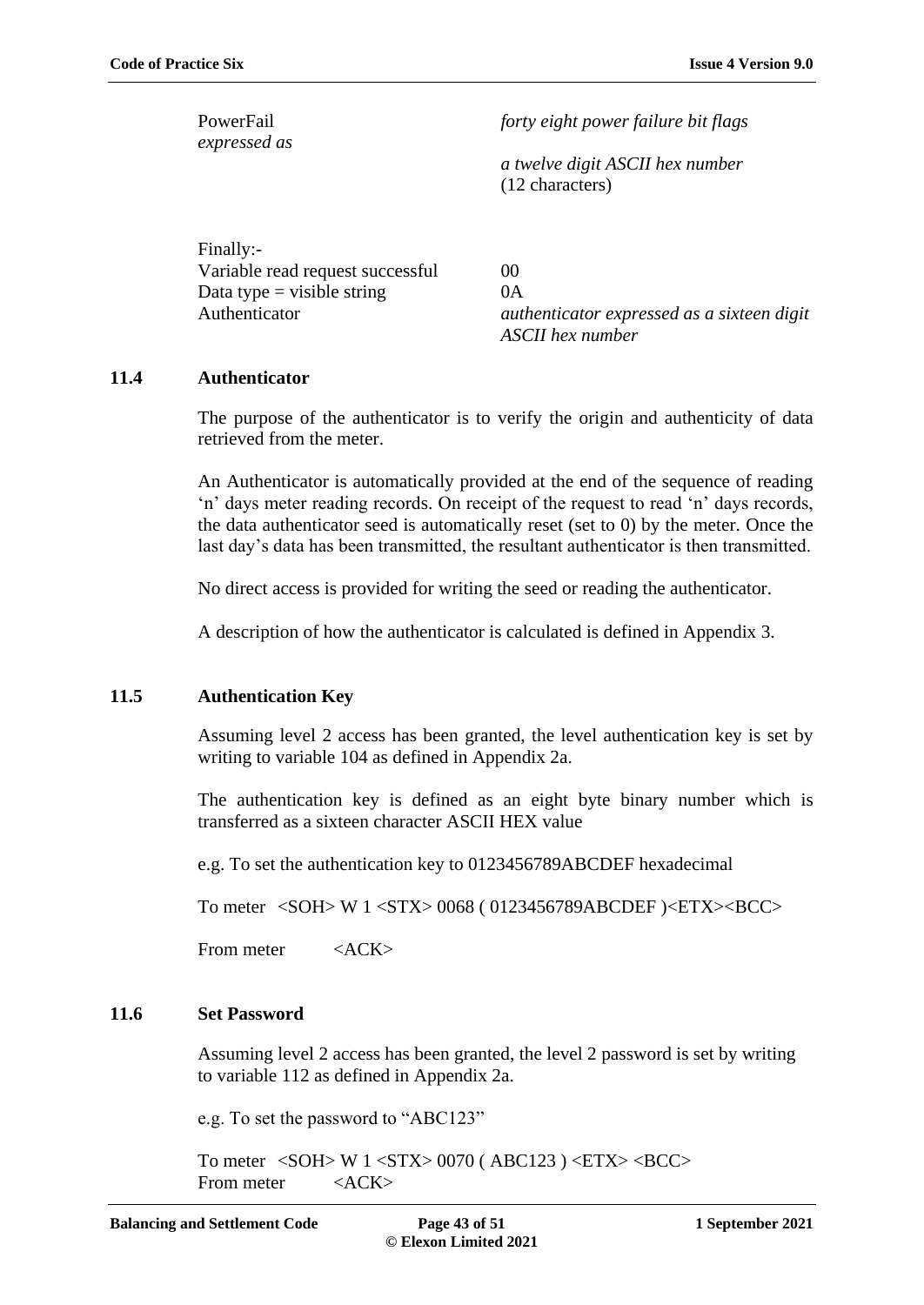| | |
|---|---|
| PowerFail<br>*expressed as* | *forty eight power failure bit flags*<br><br>*a twelve digit ASCII hex number*<br>(12 characters) |

| | |
|---|---|
| Finally:- | |
| Variable read request successful | 00 |
| Data type = visible string | 0A |
| Authenticator | *authenticator expressed as a sixteen digit ASCII hex number* |

## 11.4 Authenticator

The purpose of the authenticator is to verify the origin and authenticity of data retrieved from the meter.

An Authenticator is automatically provided at the end of the sequence of reading 'n' days meter reading records. On receipt of the request to read 'n' days records, the data authenticator seed is automatically reset (set to 0) by the meter. Once the last day's data has been transmitted, the resultant authenticator is then transmitted.

No direct access is provided for writing the seed or reading the authenticator.

A description of how the authenticator is calculated is defined in Appendix 3.

## 11.5 Authentication Key

Assuming level 2 access has been granted, the level authentication key is set by writing to variable 104 as defined in Appendix 2a.

The authentication key is defined as an eight byte binary number which is transferred as a sixteen character ASCII HEX value

e.g. To set the authentication key to 0123456789ABCDEF hexadecimal

To meter <SOH> W 1 <STX> 0068 ( 0123456789ABCDEF )<ETX><BCC>

From meter <ACK>

## 11.6 Set Password

Assuming level 2 access has been granted, the level 2 password is set by writing to variable 112 as defined in Appendix 2a.

e.g. To set the password to "ABC123"

To meter <SOH> W 1 <STX> 0070 ( ABC123 ) <ETX> <BCC>
From meter <ACK>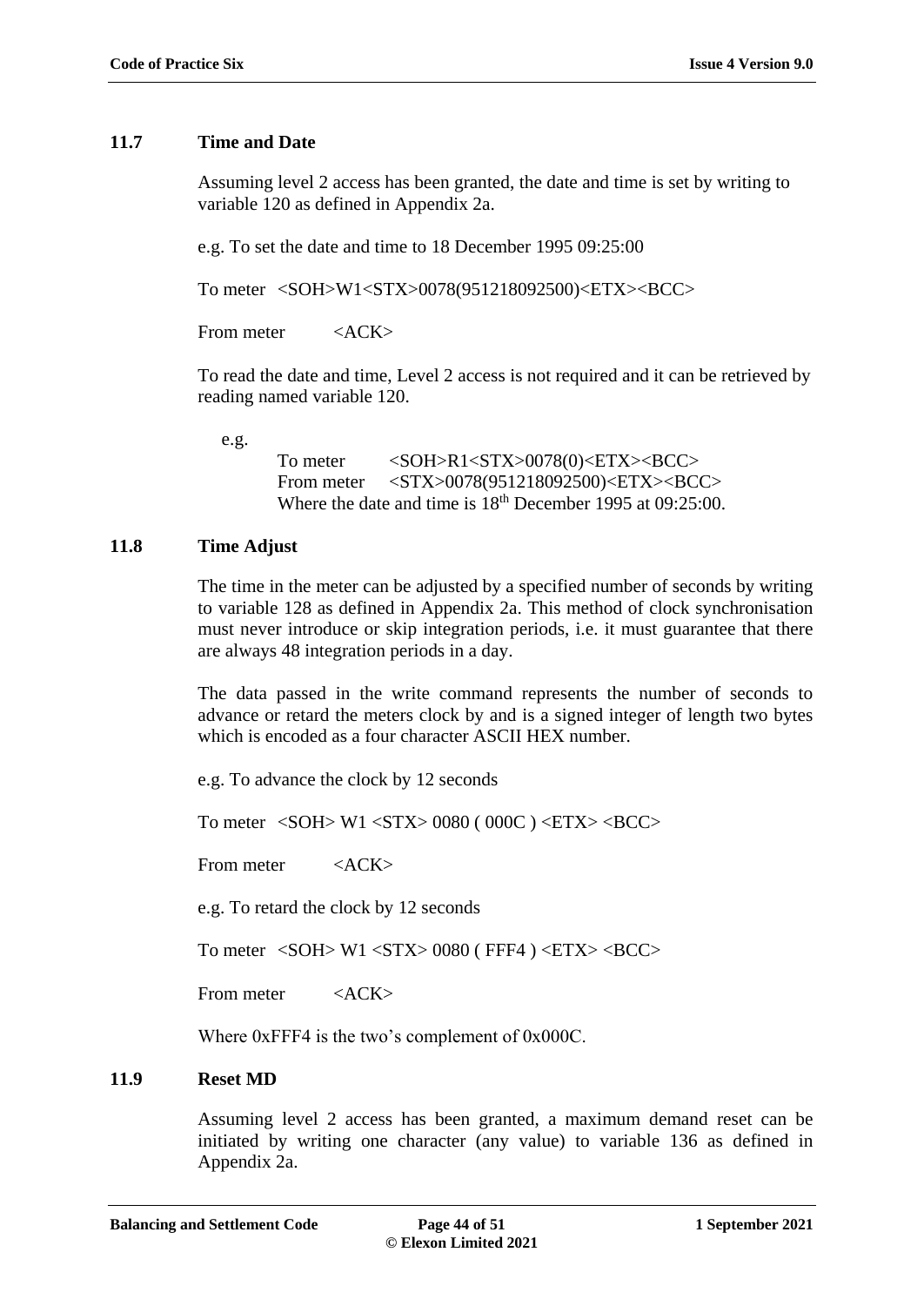## 11.7 Time and Date

Assuming level 2 access has been granted, the date and time is set by writing to variable 120 as defined in Appendix 2a.

e.g. To set the date and time to 18 December 1995 09:25:00

To meter <SOH>W1<STX>0078(951218092500)<ETX><BCC>

From meter <ACK>

To read the date and time, Level 2 access is not required and it can be retrieved by reading named variable 120.

e.g.

To meter <SOH>R1<STX>0078(0)<ETX><BCC>
From meter <STX>0078(951218092500)<ETX><BCC>
Where the date and time is 18th December 1995 at 09:25:00.

## 11.8 Time Adjust

The time in the meter can be adjusted by a specified number of seconds by writing to variable 128 as defined in Appendix 2a. This method of clock synchronisation must never introduce or skip integration periods, i.e. it must guarantee that there are always 48 integration periods in a day.

The data passed in the write command represents the number of seconds to advance or retard the meters clock by and is a signed integer of length two bytes which is encoded as a four character ASCII HEX number.

e.g. To advance the clock by 12 seconds

To meter <SOH> W1 <STX> 0080 ( 000C ) <ETX> <BCC>

From meter <ACK>

e.g. To retard the clock by 12 seconds

To meter <SOH> W1 <STX> 0080 ( FFF4 ) <ETX> <BCC>

From meter <ACK>

Where 0xFFF4 is the two's complement of 0x000C.

## 11.9 Reset MD

Assuming level 2 access has been granted, a maximum demand reset can be initiated by writing one character (any value) to variable 136 as defined in Appendix 2a.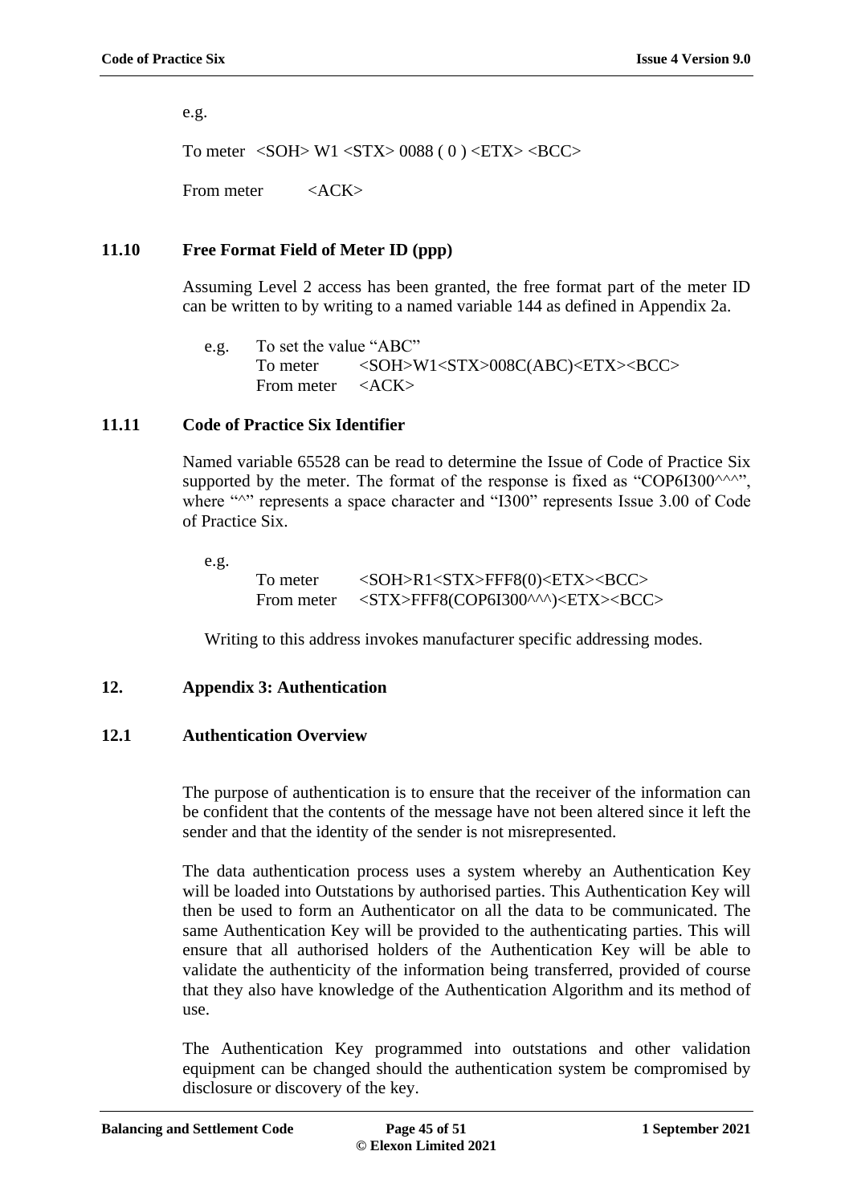e.g.

To meter <SOH> W1 <STX> 0088 ( 0 ) <ETX> <BCC>

From meter <ACK>

### 11.10 Free Format Field of Meter ID (ppp)

Assuming Level 2 access has been granted, the free format part of the meter ID can be written to by writing to a named variable 144 as defined in Appendix 2a.

e.g. To set the value "ABC"
To meter <SOH>W1<STX>008C(ABC)<ETX><BCC>
From meter <ACK>

### 11.11 Code of Practice Six Identifier

Named variable 65528 can be read to determine the Issue of Code of Practice Six supported by the meter. The format of the response is fixed as "COP6I300^^^", where "^" represents a space character and "I300" represents Issue 3.00 of Code of Practice Six.

e.g.
To meter <SOH>R1<STX>FFF8(0)<ETX><BCC>
From meter <STX>FFF8(COP6I300^^^)<ETX><BCC>

Writing to this address invokes manufacturer specific addressing modes.

## 12. Appendix 3: Authentication

### 12.1 Authentication Overview

The purpose of authentication is to ensure that the receiver of the information can be confident that the contents of the message have not been altered since it left the sender and that the identity of the sender is not misrepresented.

The data authentication process uses a system whereby an Authentication Key will be loaded into Outstations by authorised parties. This Authentication Key will then be used to form an Authenticator on all the data to be communicated. The same Authentication Key will be provided to the authenticating parties. This will ensure that all authorised holders of the Authentication Key will be able to validate the authenticity of the information being transferred, provided of course that they also have knowledge of the Authentication Algorithm and its method of use.

The Authentication Key programmed into outstations and other validation equipment can be changed should the authentication system be compromised by disclosure or discovery of the key.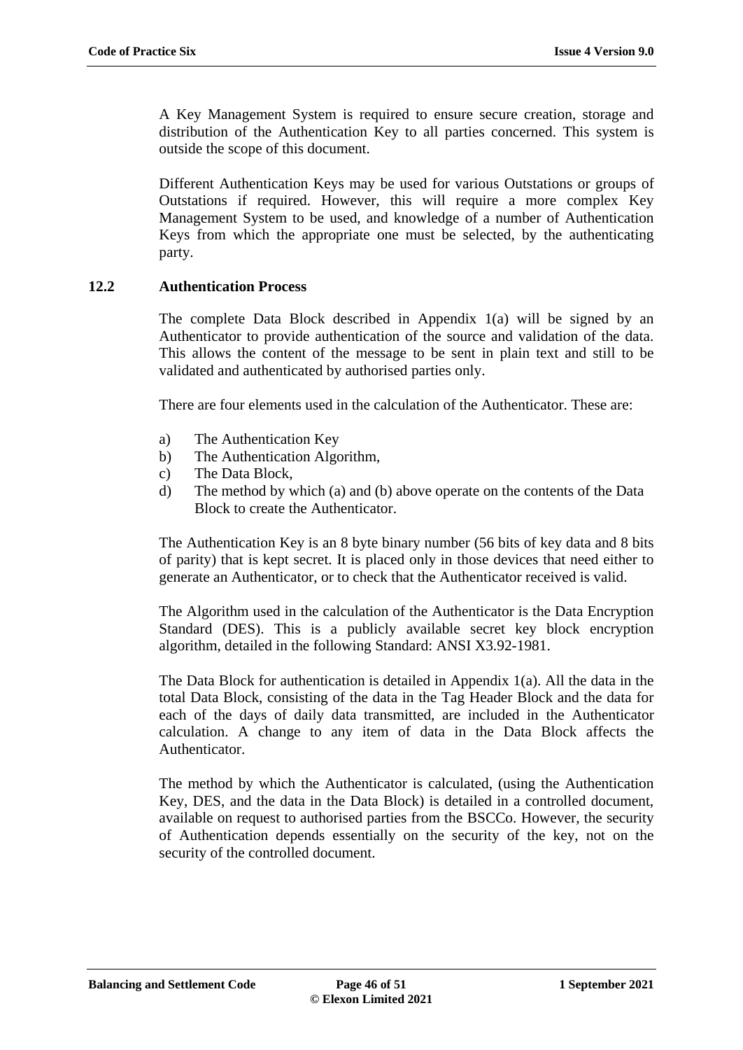A Key Management System is required to ensure secure creation, storage and distribution of the Authentication Key to all parties concerned. This system is outside the scope of this document.

Different Authentication Keys may be used for various Outstations or groups of Outstations if required. However, this will require a more complex Key Management System to be used, and knowledge of a number of Authentication Keys from which the appropriate one must be selected, by the authenticating party.

## 12.2 Authentication Process

The complete Data Block described in Appendix 1(a) will be signed by an Authenticator to provide authentication of the source and validation of the data. This allows the content of the message to be sent in plain text and still to be validated and authenticated by authorised parties only.

There are four elements used in the calculation of the Authenticator. These are:

a) The Authentication Key
b) The Authentication Algorithm,
c) The Data Block,
d) The method by which (a) and (b) above operate on the contents of the Data Block to create the Authenticator.

The Authentication Key is an 8 byte binary number (56 bits of key data and 8 bits of parity) that is kept secret. It is placed only in those devices that need either to generate an Authenticator, or to check that the Authenticator received is valid.

The Algorithm used in the calculation of the Authenticator is the Data Encryption Standard (DES). This is a publicly available secret key block encryption algorithm, detailed in the following Standard: ANSI X3.92-1981.

The Data Block for authentication is detailed in Appendix 1(a). All the data in the total Data Block, consisting of the data in the Tag Header Block and the data for each of the days of daily data transmitted, are included in the Authenticator calculation. A change to any item of data in the Data Block affects the Authenticator.

The method by which the Authenticator is calculated, (using the Authentication Key, DES, and the data in the Data Block) is detailed in a controlled document, available on request to authorised parties from the BSCCo. However, the security of Authentication depends essentially on the security of the key, not on the security of the controlled document.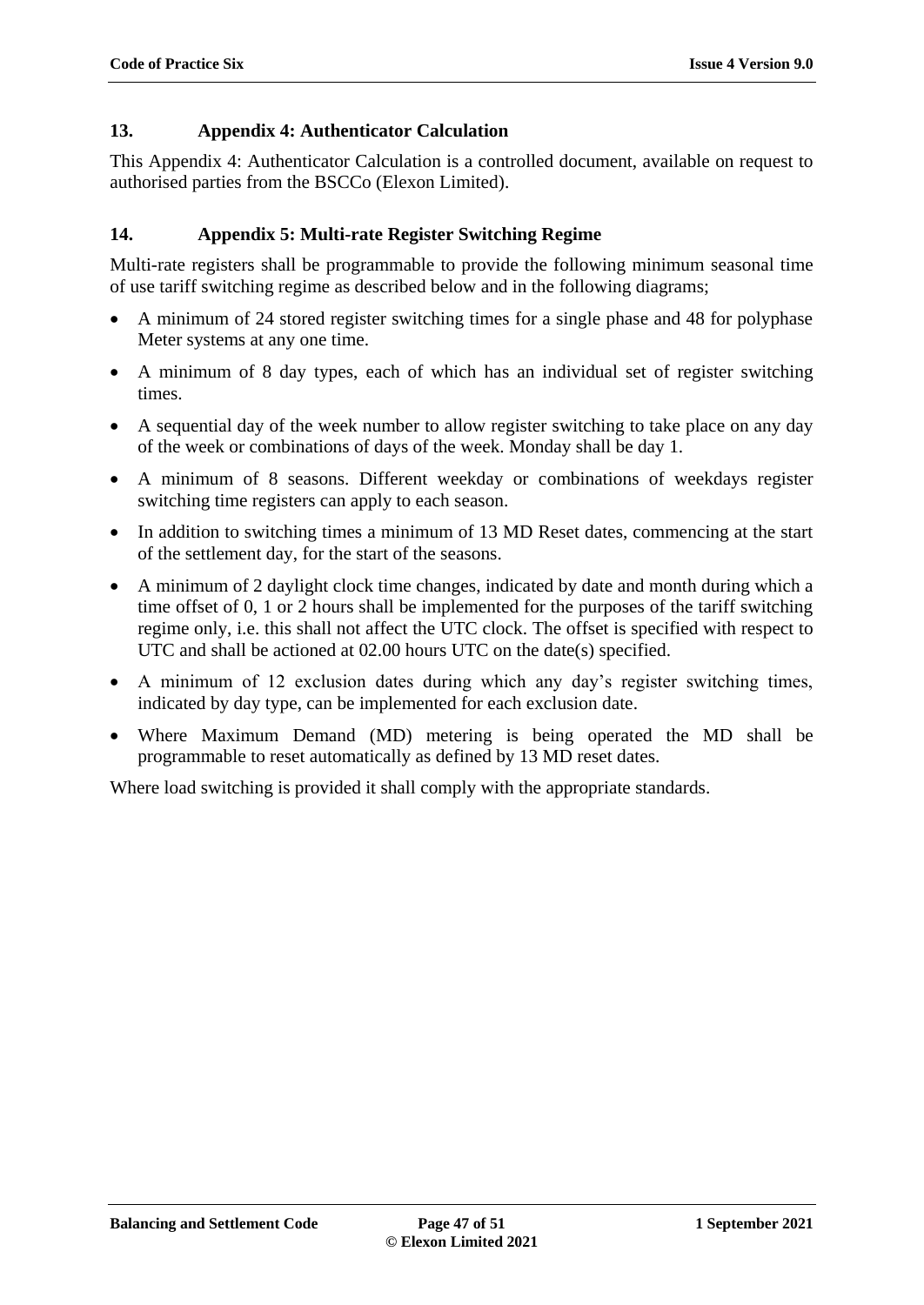## 13. Appendix 4: Authenticator Calculation

This Appendix 4: Authenticator Calculation is a controlled document, available on request to authorised parties from the BSCCo (Elexon Limited).

## 14. Appendix 5: Multi-rate Register Switching Regime

Multi-rate registers shall be programmable to provide the following minimum seasonal time of use tariff switching regime as described below and in the following diagrams;

- A minimum of 24 stored register switching times for a single phase and 48 for polyphase Meter systems at any one time.
- A minimum of 8 day types, each of which has an individual set of register switching times.
- A sequential day of the week number to allow register switching to take place on any day of the week or combinations of days of the week. Monday shall be day 1.
- A minimum of 8 seasons. Different weekday or combinations of weekdays register switching time registers can apply to each season.
- In addition to switching times a minimum of 13 MD Reset dates, commencing at the start of the settlement day, for the start of the seasons.
- A minimum of 2 daylight clock time changes, indicated by date and month during which a time offset of 0, 1 or 2 hours shall be implemented for the purposes of the tariff switching regime only, i.e. this shall not affect the UTC clock. The offset is specified with respect to UTC and shall be actioned at 02.00 hours UTC on the date(s) specified.
- A minimum of 12 exclusion dates during which any day's register switching times, indicated by day type, can be implemented for each exclusion date.
- Where Maximum Demand (MD) metering is being operated the MD shall be programmable to reset automatically as defined by 13 MD reset dates.

Where load switching is provided it shall comply with the appropriate standards.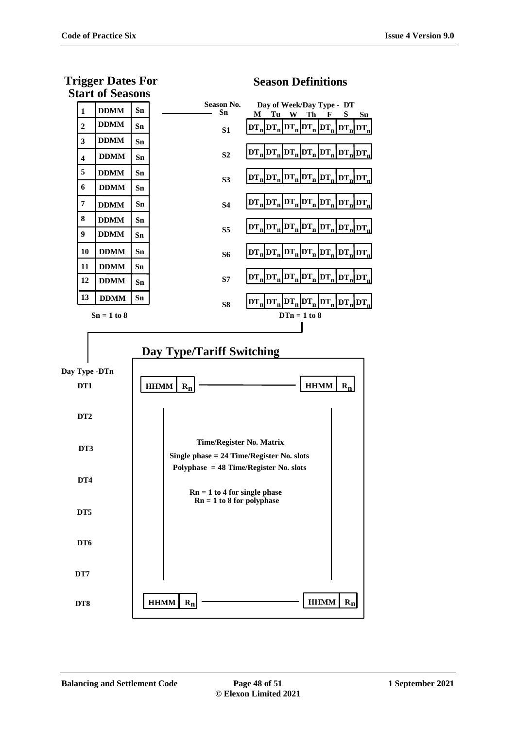## Trigger Dates For Start of Seasons

| | | |
|---|---|---|
| 1 | DDMM | Sn |
| 2 | DDMM | Sn |
| 3 | DDMM | Sn |
| 4 | DDMM | Sn |
| 5 | DDMM | Sn |
| 6 | DDMM | Sn |
| 7 | DDMM | Sn |
| 8 | DDMM | Sn |
| 9 | DDMM | Sn |
| 10 | DDMM | Sn |
| 11 | DDMM | Sn |
| 12 | DDMM | Sn |
| 13 | DDMM | Sn |

**Sn = 1 to 8**

## Season Definitions

**Day of Week/Day Type - DT**

| Season No. Sn | M | Tu | W | Th | F | S | Su |
|---|---|---|---|---|---|---|---|
| S1 | $DT_n$ | $DT_n$ | $DT_n$ | $DT_n$ | $DT_n$ | $DT_n$ | $DT_n$ |
| S2 | $DT_n$ | $DT_n$ | $DT_n$ | $DT_n$ | $DT_n$ | $DT_n$ | $DT_n$ |
| S3 | $DT_n$ | $DT_n$ | $DT_n$ | $DT_n$ | $DT_n$ | $DT_n$ | $DT_n$ |
| S4 | $DT_n$ | $DT_n$ | $DT_n$ | $DT_n$ | $DT_n$ | $DT_n$ | $DT_n$ |
| S5 | $DT_n$ | $DT_n$ | $DT_n$ | $DT_n$ | $DT_n$ | $DT_n$ | $DT_n$ |
| S6 | $DT_n$ | $DT_n$ | $DT_n$ | $DT_n$ | $DT_n$ | $DT_n$ | $DT_n$ |
| S7 | $DT_n$ | $DT_n$ | $DT_n$ | $DT_n$ | $DT_n$ | $DT_n$ | $DT_n$ |
| S8 | $DT_n$ | $DT_n$ | $DT_n$ | $DT_n$ | $DT_n$ | $DT_n$ | $DT_n$ |

**DTn = 1 to 8**

## Day Type/Tariff Switching

**Day Type -DTn**

| Day Type | | | | |
|---|---|---|---|---|
| DT1 | HHMM | $R_n$ | HHMM | $R_n$ |
| DT2 | | | | |
| DT3 | | | | |
| DT4 | | | | |
| DT5 | | | | |
| DT6 | | | | |
| DT7 | | | | |
| DT8 | HHMM | $R_n$ | HHMM | $R_n$ |

**Time/Register No. Matrix**

**Single phase = 24 Time/Register No. slots**

**Polyphase = 48 Time/Register No. slots**

**Rn = 1 to 4 for single phase**

**Rn = 1 to 8 for polyphase**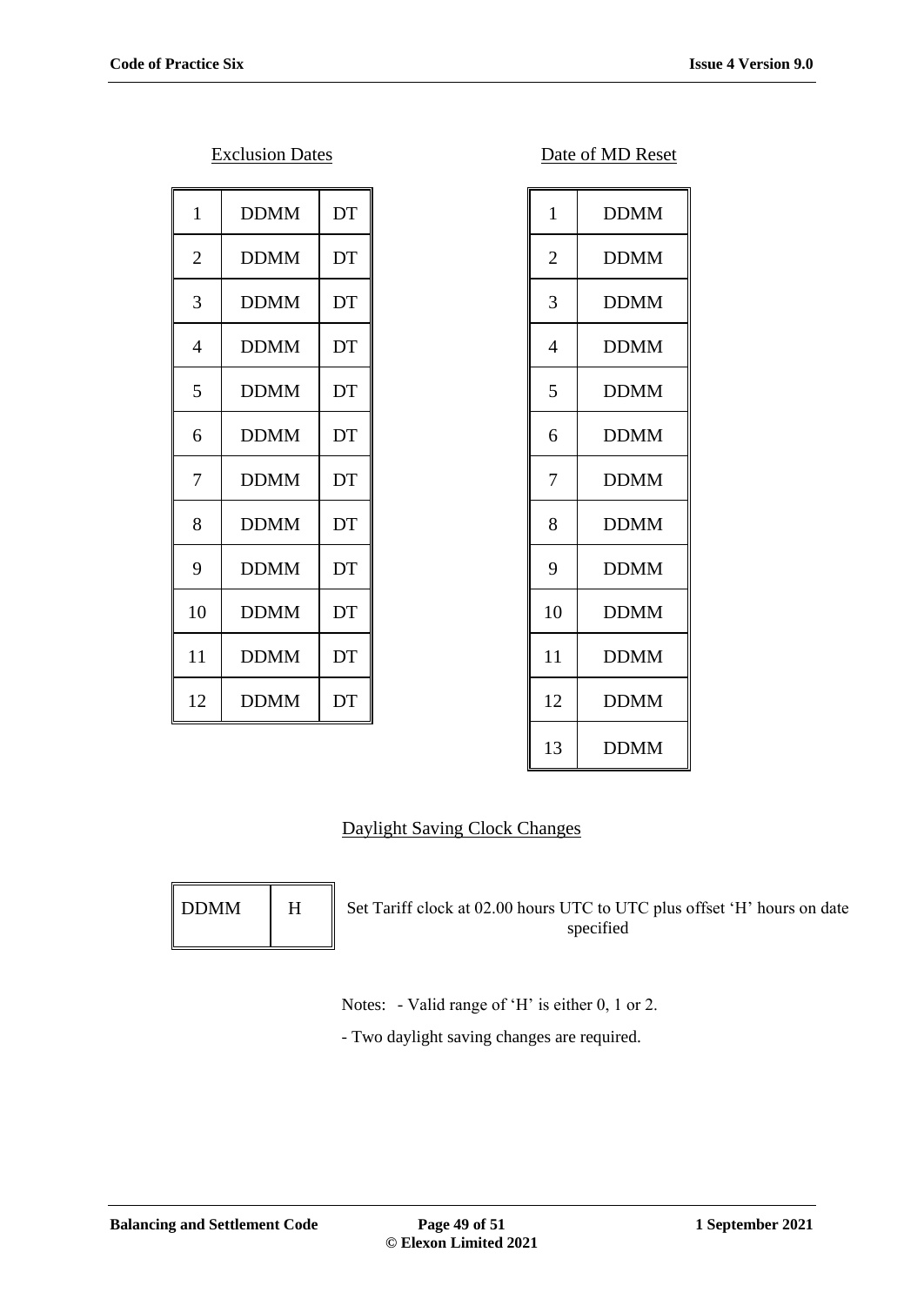Exclusion Dates

| | | |
|---|---|---|
| 1 | DDMM | DT |
| 2 | DDMM | DT |
| 3 | DDMM | DT |
| 4 | DDMM | DT |
| 5 | DDMM | DT |
| 6 | DDMM | DT |
| 7 | DDMM | DT |
| 8 | DDMM | DT |
| 9 | DDMM | DT |
| 10 | DDMM | DT |
| 11 | DDMM | DT |
| 12 | DDMM | DT |

Date of MD Reset

| | |
|---|---|
| 1 | DDMM |
| 2 | DDMM |
| 3 | DDMM |
| 4 | DDMM |
| 5 | DDMM |
| 6 | DDMM |
| 7 | DDMM |
| 8 | DDMM |
| 9 | DDMM |
| 10 | DDMM |
| 11 | DDMM |
| 12 | DDMM |
| 13 | DDMM |

Daylight Saving Clock Changes

| | |
|---|---|
| DDMM | H |

Set Tariff clock at 02.00 hours UTC to UTC plus offset 'H' hours on date specified

Notes: - Valid range of 'H' is either 0, 1 or 2.

- Two daylight saving changes are required.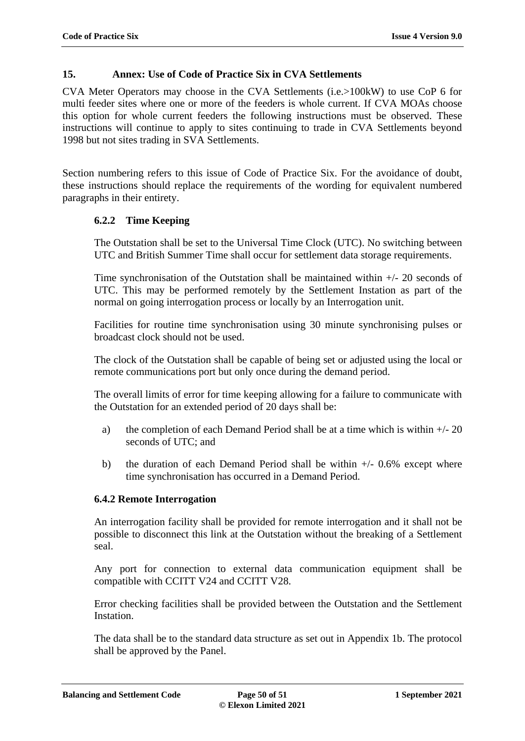## 15. Annex: Use of Code of Practice Six in CVA Settlements

CVA Meter Operators may choose in the CVA Settlements (i.e.>100kW) to use CoP 6 for multi feeder sites where one or more of the feeders is whole current. If CVA MOAs choose this option for whole current feeders the following instructions must be observed. These instructions will continue to apply to sites continuing to trade in CVA Settlements beyond 1998 but not sites trading in SVA Settlements.

Section numbering refers to this issue of Code of Practice Six. For the avoidance of doubt, these instructions should replace the requirements of the wording for equivalent numbered paragraphs in their entirety.

### 6.2.2 Time Keeping

The Outstation shall be set to the Universal Time Clock (UTC). No switching between UTC and British Summer Time shall occur for settlement data storage requirements.

Time synchronisation of the Outstation shall be maintained within +/- 20 seconds of UTC. This may be performed remotely by the Settlement Instation as part of the normal on going interrogation process or locally by an Interrogation unit.

Facilities for routine time synchronisation using 30 minute synchronising pulses or broadcast clock should not be used.

The clock of the Outstation shall be capable of being set or adjusted using the local or remote communications port but only once during the demand period.

The overall limits of error for time keeping allowing for a failure to communicate with the Outstation for an extended period of 20 days shall be:

a) the completion of each Demand Period shall be at a time which is within +/- 20 seconds of UTC; and

b) the duration of each Demand Period shall be within +/- 0.6% except where time synchronisation has occurred in a Demand Period.

### 6.4.2 Remote Interrogation

An interrogation facility shall be provided for remote interrogation and it shall not be possible to disconnect this link at the Outstation without the breaking of a Settlement seal.

Any port for connection to external data communication equipment shall be compatible with CCITT V24 and CCITT V28.

Error checking facilities shall be provided between the Outstation and the Settlement Instation.

The data shall be to the standard data structure as set out in Appendix 1b. The protocol shall be approved by the Panel.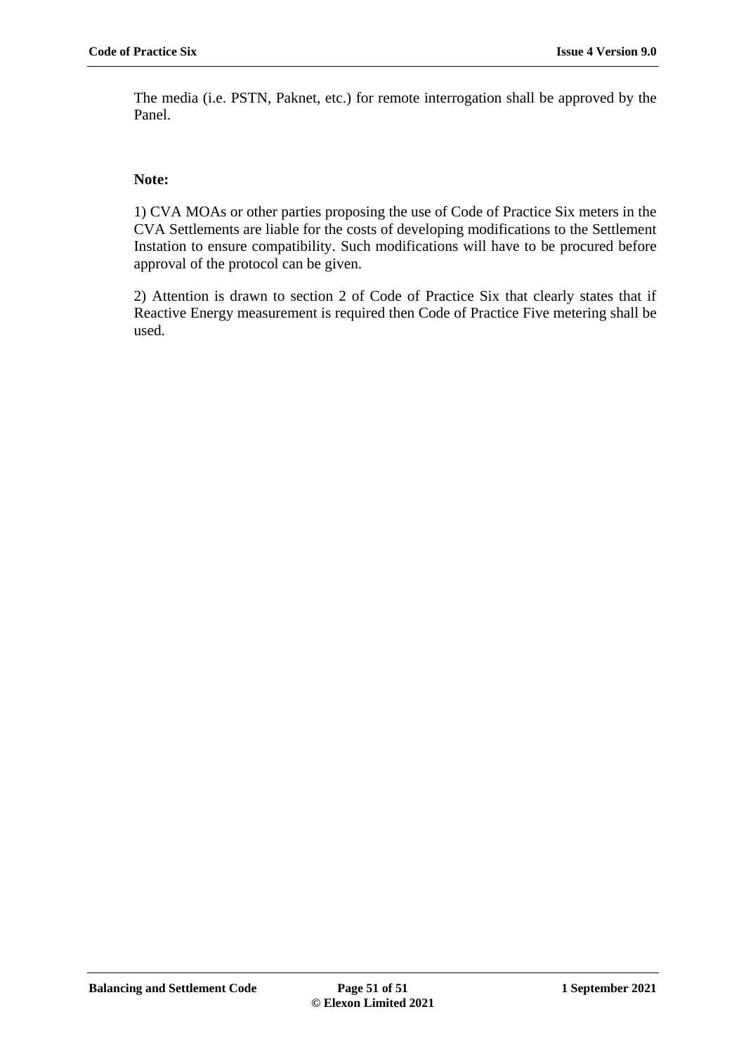The media (i.e. PSTN, Paknet, etc.) for remote interrogation shall be approved by the Panel.

**Note:**

1) CVA MOAs or other parties proposing the use of Code of Practice Six meters in the CVA Settlements are liable for the costs of developing modifications to the Settlement Instation to ensure compatibility. Such modifications will have to be procured before approval of the protocol can be given.

2) Attention is drawn to section 2 of Code of Practice Six that clearly states that if Reactive Energy measurement is required then Code of Practice Five metering shall be used.